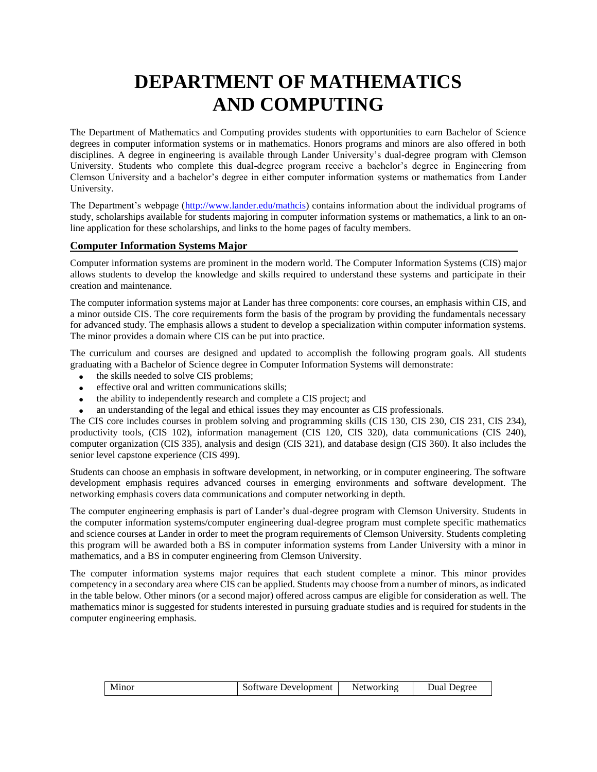# DEPARTMENT OF MATHEMATICS AND COMPUTING

The Department of Mathematics and Computing provides students with opportunities to earn Bachelor of Science degrees in computer information systems or in mathematics. Honors programs and minors are also offered in both disciplines. A degree in engineering is available through Lander University's dual-degree program with Clemson University. Students who complete this dual-degree program receive a bachelor's degree in Engineering from Clemson University and a bachelor's degree in either computer information systems or mathematics from Lander University.

The Department's webpage (http://www.lander.edu/mathcis) contains information about the individual programs of study, scholarships available for students majoring in computer information systems or mathematics, a link to an on-line application for these scholarships, and links to the home pages of faculty members.

## Computer Information Systems Major

Computer information systems are prominent in the modern world. The Computer Information Systems (CIS) major allows students to develop the knowledge and skills required to understand these systems and participate in their creation and maintenance.

The computer information systems major at Lander has three components: core courses, an emphasis within CIS, and a minor outside CIS. The core requirements form the basis of the program by providing the fundamentals necessary for advanced study. The emphasis allows a student to develop a specialization within computer information systems. The minor provides a domain where CIS can be put into practice.

The curriculum and courses are designed and updated to accomplish the following program goals. All students graduating with a Bachelor of Science degree in Computer Information Systems will demonstrate:

- the skills needed to solve CIS problems;
- effective oral and written communications skills;
- the ability to independently research and complete a CIS project; and
- an understanding of the legal and ethical issues they may encounter as CIS professionals.

The CIS core includes courses in problem solving and programming skills (CIS 130, CIS 230, CIS 231, CIS 234), productivity tools, (CIS 102), information management (CIS 120, CIS 320), data communications (CIS 240), computer organization (CIS 335), analysis and design (CIS 321), and database design (CIS 360). It also includes the senior level capstone experience (CIS 499).

Students can choose an emphasis in software development, in networking, or in computer engineering. The software development emphasis requires advanced courses in emerging environments and software development. The networking emphasis covers data communications and computer networking in depth.

The computer engineering emphasis is part of Lander's dual-degree program with Clemson University. Students in the computer information systems/computer engineering dual-degree program must complete specific mathematics and science courses at Lander in order to meet the program requirements of Clemson University. Students completing this program will be awarded both a BS in computer information systems from Lander University with a minor in mathematics, and a BS in computer engineering from Clemson University.

The computer information systems major requires that each student complete a minor. This minor provides competency in a secondary area where CIS can be applied. Students may choose from a number of minors, as indicated in the table below. Other minors (or a second major) offered across campus are eligible for consideration as well. The mathematics minor is suggested for students interested in pursuing graduate studies and is required for students in the computer engineering emphasis.

| Minor | Software Development | Networking | Dual Degree |
|---|---|---|---|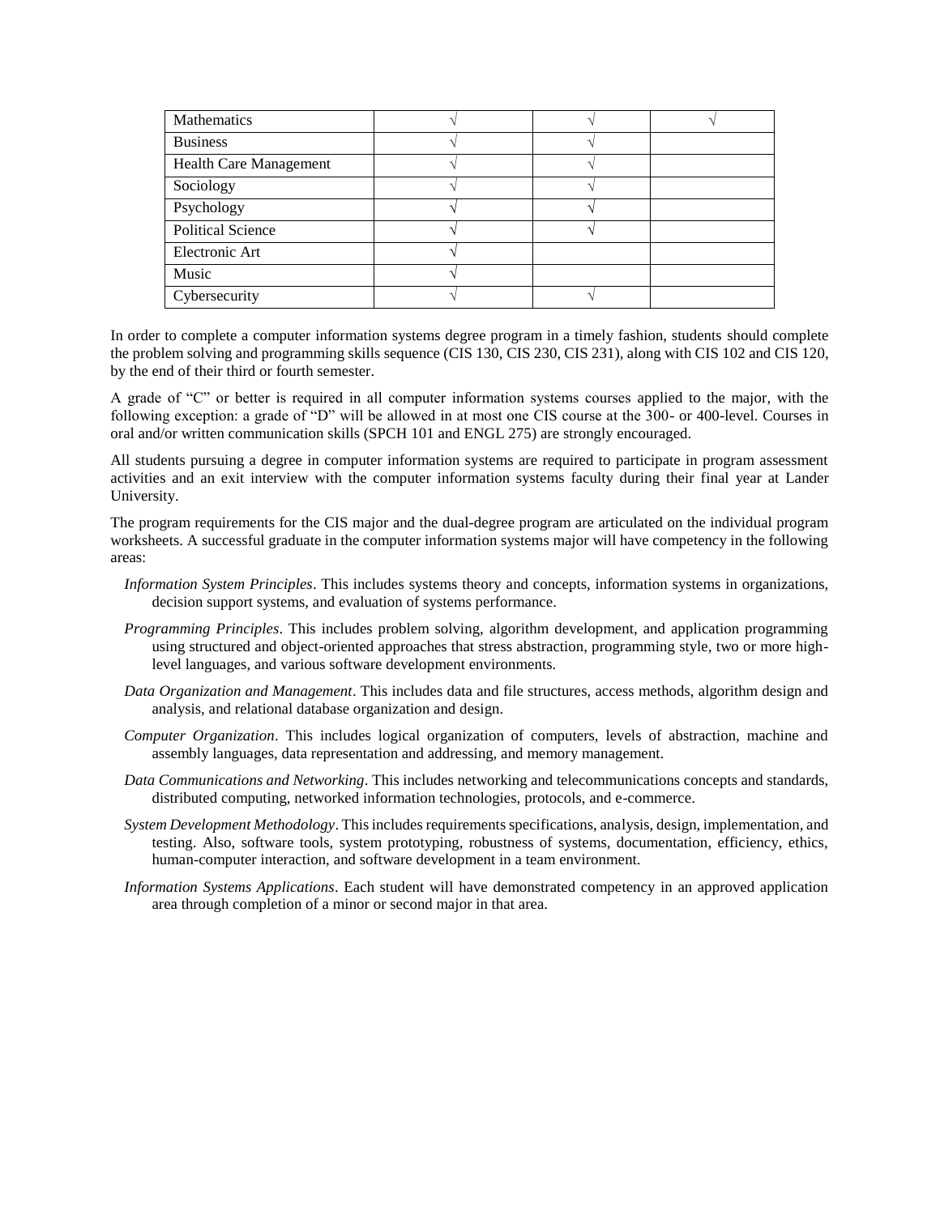| | | | |
|---|---|---|---|
| Mathematics | √ | √ | √ |
| Business | √ | √ | |
| Health Care Management | √ | √ | |
| Sociology | √ | √ | |
| Psychology | √ | √ | |
| Political Science | √ | √ | |
| Electronic Art | √ | | |
| Music | √ | | |
| Cybersecurity | √ | √ | |

In order to complete a computer information systems degree program in a timely fashion, students should complete the problem solving and programming skills sequence (CIS 130, CIS 230, CIS 231), along with CIS 102 and CIS 120, by the end of their third or fourth semester.

A grade of "C" or better is required in all computer information systems courses applied to the major, with the following exception: a grade of "D" will be allowed in at most one CIS course at the 300- or 400-level. Courses in oral and/or written communication skills (SPCH 101 and ENGL 275) are strongly encouraged.

All students pursuing a degree in computer information systems are required to participate in program assessment activities and an exit interview with the computer information systems faculty during their final year at Lander University.

The program requirements for the CIS major and the dual-degree program are articulated on the individual program worksheets. A successful graduate in the computer information systems major will have competency in the following areas:

*Information System Principles*. This includes systems theory and concepts, information systems in organizations, decision support systems, and evaluation of systems performance.

*Programming Principles*. This includes problem solving, algorithm development, and application programming using structured and object-oriented approaches that stress abstraction, programming style, two or more high-level languages, and various software development environments.

*Data Organization and Management*. This includes data and file structures, access methods, algorithm design and analysis, and relational database organization and design.

*Computer Organization*. This includes logical organization of computers, levels of abstraction, machine and assembly languages, data representation and addressing, and memory management.

*Data Communications and Networking*. This includes networking and telecommunications concepts and standards, distributed computing, networked information technologies, protocols, and e-commerce.

*System Development Methodology*. This includes requirements specifications, analysis, design, implementation, and testing. Also, software tools, system prototyping, robustness of systems, documentation, efficiency, ethics, human-computer interaction, and software development in a team environment.

*Information Systems Applications*. Each student will have demonstrated competency in an approved application area through completion of a minor or second major in that area.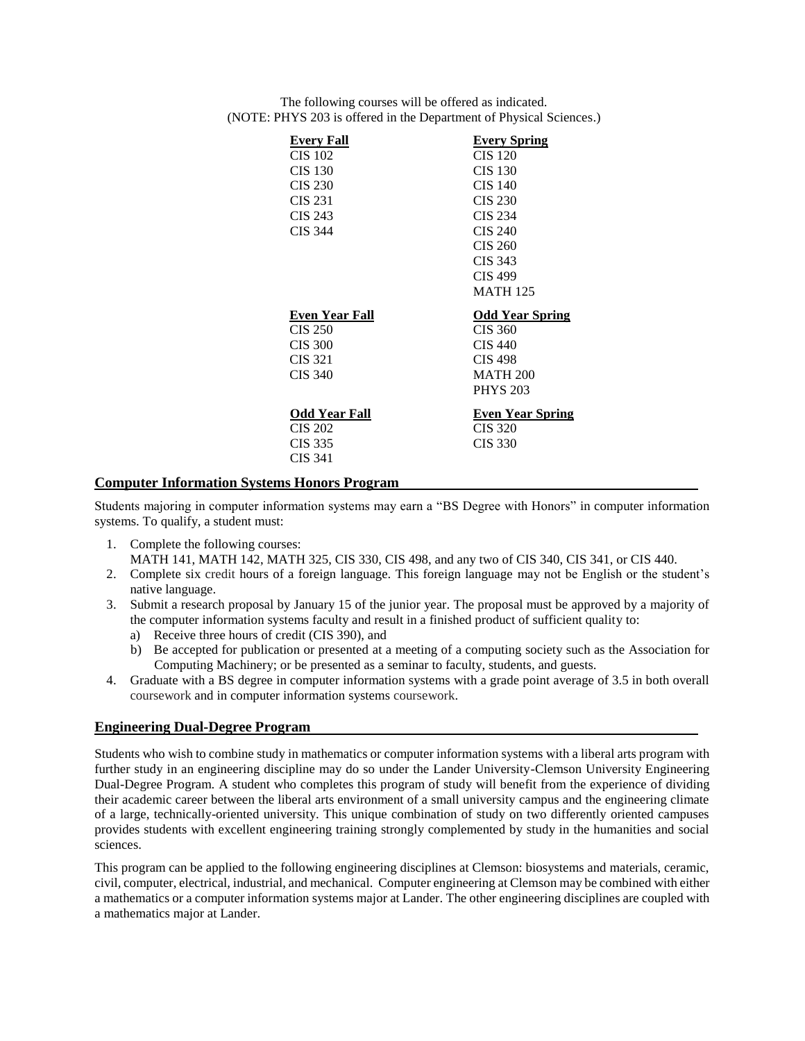The following courses will be offered as indicated.
(NOTE: PHYS 203 is offered in the Department of Physical Sciences.)

| Every Fall | Every Spring |
|---|---|
| CIS 102 | CIS 120 |
| CIS 130 | CIS 130 |
| CIS 230 | CIS 140 |
| CIS 231 | CIS 230 |
| CIS 243 | CIS 234 |
| CIS 344 | CIS 240 |
| | CIS 260 |
| | CIS 343 |
| | CIS 499 |
| | MATH 125 |

| Even Year Fall | Odd Year Spring |
|---|---|
| CIS 250 | CIS 360 |
| CIS 300 | CIS 440 |
| CIS 321 | CIS 498 |
| CIS 340 | MATH 200 |
| | PHYS 203 |

| Odd Year Fall | Even Year Spring |
|---|---|
| CIS 202 | CIS 320 |
| CIS 335 | CIS 330 |
| CIS 341 | |

## Computer Information Systems Honors Program

Students majoring in computer information systems may earn a "BS Degree with Honors" in computer information systems. To qualify, a student must:

1. Complete the following courses:
   MATH 141, MATH 142, MATH 325, CIS 330, CIS 498, and any two of CIS 340, CIS 341, or CIS 440.
2. Complete six credit hours of a foreign language. This foreign language may not be English or the student's native language.
3. Submit a research proposal by January 15 of the junior year. The proposal must be approved by a majority of the computer information systems faculty and result in a finished product of sufficient quality to:
   a) Receive three hours of credit (CIS 390), and
   b) Be accepted for publication or presented at a meeting of a computing society such as the Association for Computing Machinery; or be presented as a seminar to faculty, students, and guests.
4. Graduate with a BS degree in computer information systems with a grade point average of 3.5 in both overall coursework and in computer information systems coursework.

## Engineering Dual-Degree Program

Students who wish to combine study in mathematics or computer information systems with a liberal arts program with further study in an engineering discipline may do so under the Lander University-Clemson University Engineering Dual-Degree Program. A student who completes this program of study will benefit from the experience of dividing their academic career between the liberal arts environment of a small university campus and the engineering climate of a large, technically-oriented university. This unique combination of study on two differently oriented campuses provides students with excellent engineering training strongly complemented by study in the humanities and social sciences.

This program can be applied to the following engineering disciplines at Clemson: biosystems and materials, ceramic, civil, computer, electrical, industrial, and mechanical. Computer engineering at Clemson may be combined with either a mathematics or a computer information systems major at Lander. The other engineering disciplines are coupled with a mathematics major at Lander.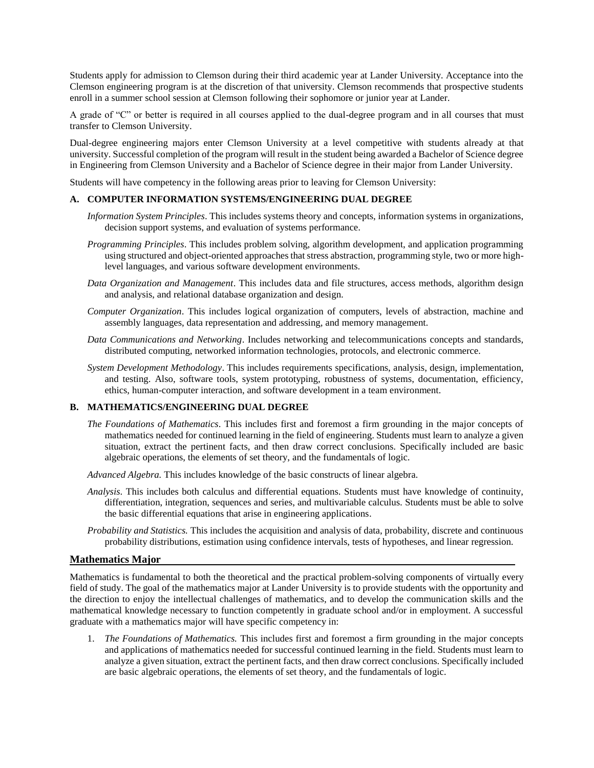Students apply for admission to Clemson during their third academic year at Lander University. Acceptance into the Clemson engineering program is at the discretion of that university. Clemson recommends that prospective students enroll in a summer school session at Clemson following their sophomore or junior year at Lander.

A grade of "C" or better is required in all courses applied to the dual-degree program and in all courses that must transfer to Clemson University.

Dual-degree engineering majors enter Clemson University at a level competitive with students already at that university. Successful completion of the program will result in the student being awarded a Bachelor of Science degree in Engineering from Clemson University and a Bachelor of Science degree in their major from Lander University.

Students will have competency in the following areas prior to leaving for Clemson University:

### A. COMPUTER INFORMATION SYSTEMS/ENGINEERING DUAL DEGREE

*Information System Principles*. This includes systems theory and concepts, information systems in organizations, decision support systems, and evaluation of systems performance.

*Programming Principles*. This includes problem solving, algorithm development, and application programming using structured and object-oriented approaches that stress abstraction, programming style, two or more high-level languages, and various software development environments.

*Data Organization and Management*. This includes data and file structures, access methods, algorithm design and analysis, and relational database organization and design.

*Computer Organization*. This includes logical organization of computers, levels of abstraction, machine and assembly languages, data representation and addressing, and memory management.

*Data Communications and Networking*. Includes networking and telecommunications concepts and standards, distributed computing, networked information technologies, protocols, and electronic commerce.

*System Development Methodology*. This includes requirements specifications, analysis, design, implementation, and testing. Also, software tools, system prototyping, robustness of systems, documentation, efficiency, ethics, human-computer interaction, and software development in a team environment.

### B. MATHEMATICS/ENGINEERING DUAL DEGREE

*The Foundations of Mathematics*. This includes first and foremost a firm grounding in the major concepts of mathematics needed for continued learning in the field of engineering. Students must learn to analyze a given situation, extract the pertinent facts, and then draw correct conclusions. Specifically included are basic algebraic operations, the elements of set theory, and the fundamentals of logic.

*Advanced Algebra.* This includes knowledge of the basic constructs of linear algebra.

*Analysis*. This includes both calculus and differential equations. Students must have knowledge of continuity, differentiation, integration, sequences and series, and multivariable calculus. Students must be able to solve the basic differential equations that arise in engineering applications.

*Probability and Statistics.* This includes the acquisition and analysis of data, probability, discrete and continuous probability distributions, estimation using confidence intervals, tests of hypotheses, and linear regression.

## Mathematics Major

Mathematics is fundamental to both the theoretical and the practical problem-solving components of virtually every field of study. The goal of the mathematics major at Lander University is to provide students with the opportunity and the direction to enjoy the intellectual challenges of mathematics, and to develop the communication skills and the mathematical knowledge necessary to function competently in graduate school and/or in employment. A successful graduate with a mathematics major will have specific competency in:

1. *The Foundations of Mathematics.* This includes first and foremost a firm grounding in the major concepts and applications of mathematics needed for successful continued learning in the field. Students must learn to analyze a given situation, extract the pertinent facts, and then draw correct conclusions. Specifically included are basic algebraic operations, the elements of set theory, and the fundamentals of logic.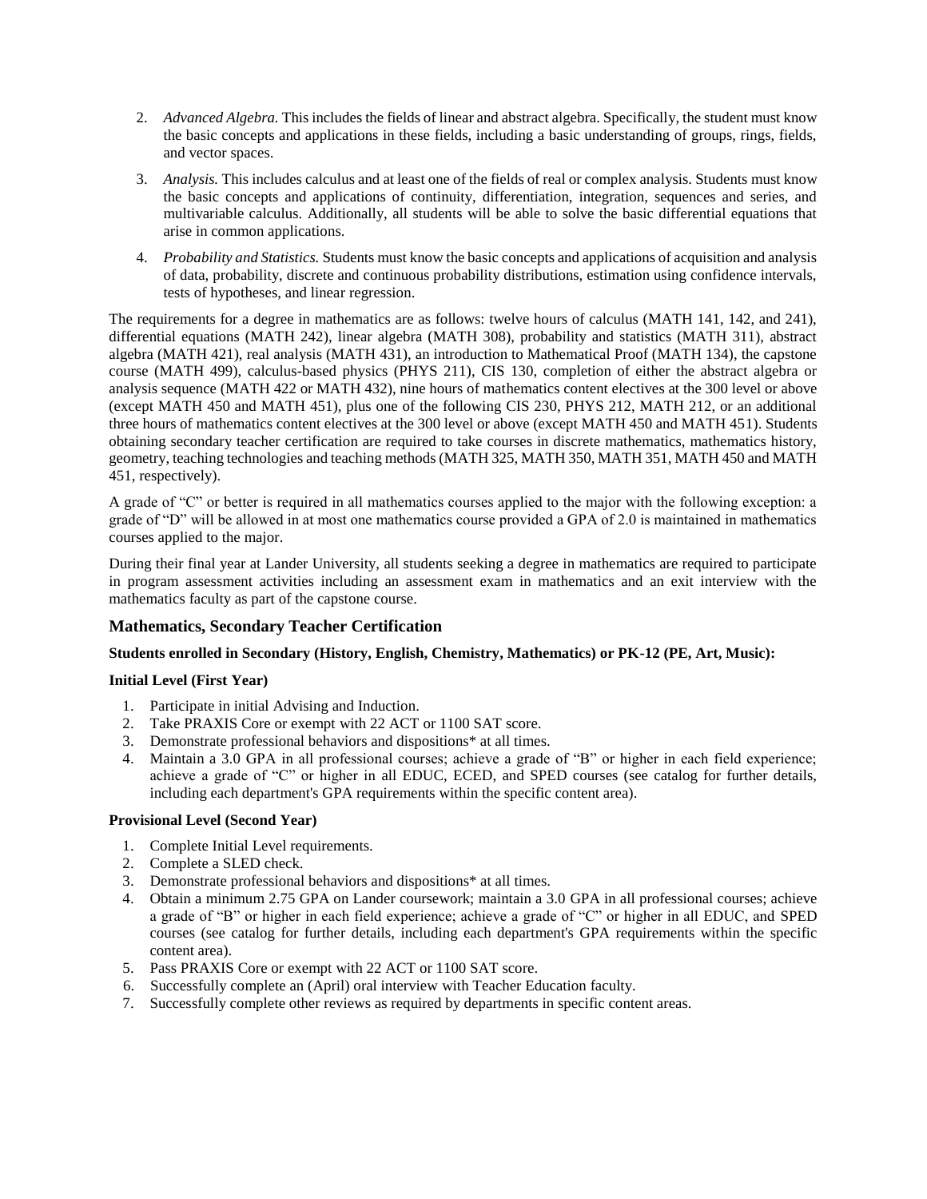2. *Advanced Algebra.* This includes the fields of linear and abstract algebra. Specifically, the student must know the basic concepts and applications in these fields, including a basic understanding of groups, rings, fields, and vector spaces.
3. *Analysis.* This includes calculus and at least one of the fields of real or complex analysis. Students must know the basic concepts and applications of continuity, differentiation, integration, sequences and series, and multivariable calculus. Additionally, all students will be able to solve the basic differential equations that arise in common applications.
4. *Probability and Statistics.* Students must know the basic concepts and applications of acquisition and analysis of data, probability, discrete and continuous probability distributions, estimation using confidence intervals, tests of hypotheses, and linear regression.

The requirements for a degree in mathematics are as follows: twelve hours of calculus (MATH 141, 142, and 241), differential equations (MATH 242), linear algebra (MATH 308), probability and statistics (MATH 311), abstract algebra (MATH 421), real analysis (MATH 431), an introduction to Mathematical Proof (MATH 134), the capstone course (MATH 499), calculus-based physics (PHYS 211), CIS 130, completion of either the abstract algebra or analysis sequence (MATH 422 or MATH 432), nine hours of mathematics content electives at the 300 level or above (except MATH 450 and MATH 451), plus one of the following CIS 230, PHYS 212, MATH 212, or an additional three hours of mathematics content electives at the 300 level or above (except MATH 450 and MATH 451). Students obtaining secondary teacher certification are required to take courses in discrete mathematics, mathematics history, geometry, teaching technologies and teaching methods (MATH 325, MATH 350, MATH 351, MATH 450 and MATH 451, respectively).

A grade of "C" or better is required in all mathematics courses applied to the major with the following exception: a grade of "D" will be allowed in at most one mathematics course provided a GPA of 2.0 is maintained in mathematics courses applied to the major.

During their final year at Lander University, all students seeking a degree in mathematics are required to participate in program assessment activities including an assessment exam in mathematics and an exit interview with the mathematics faculty as part of the capstone course.

### Mathematics, Secondary Teacher Certification

**Students enrolled in Secondary (History, English, Chemistry, Mathematics) or PK-12 (PE, Art, Music):**

**Initial Level (First Year)**

1. Participate in initial Advising and Induction.
2. Take PRAXIS Core or exempt with 22 ACT or 1100 SAT score.
3. Demonstrate professional behaviors and dispositions* at all times.
4. Maintain a 3.0 GPA in all professional courses; achieve a grade of "B" or higher in each field experience; achieve a grade of "C" or higher in all EDUC, ECED, and SPED courses (see catalog for further details, including each department's GPA requirements within the specific content area).

**Provisional Level (Second Year)**

1. Complete Initial Level requirements.
2. Complete a SLED check.
3. Demonstrate professional behaviors and dispositions* at all times.
4. Obtain a minimum 2.75 GPA on Lander coursework; maintain a 3.0 GPA in all professional courses; achieve a grade of "B" or higher in each field experience; achieve a grade of "C" or higher in all EDUC, and SPED courses (see catalog for further details, including each department's GPA requirements within the specific content area).
5. Pass PRAXIS Core or exempt with 22 ACT or 1100 SAT score.
6. Successfully complete an (April) oral interview with Teacher Education faculty.
7. Successfully complete other reviews as required by departments in specific content areas.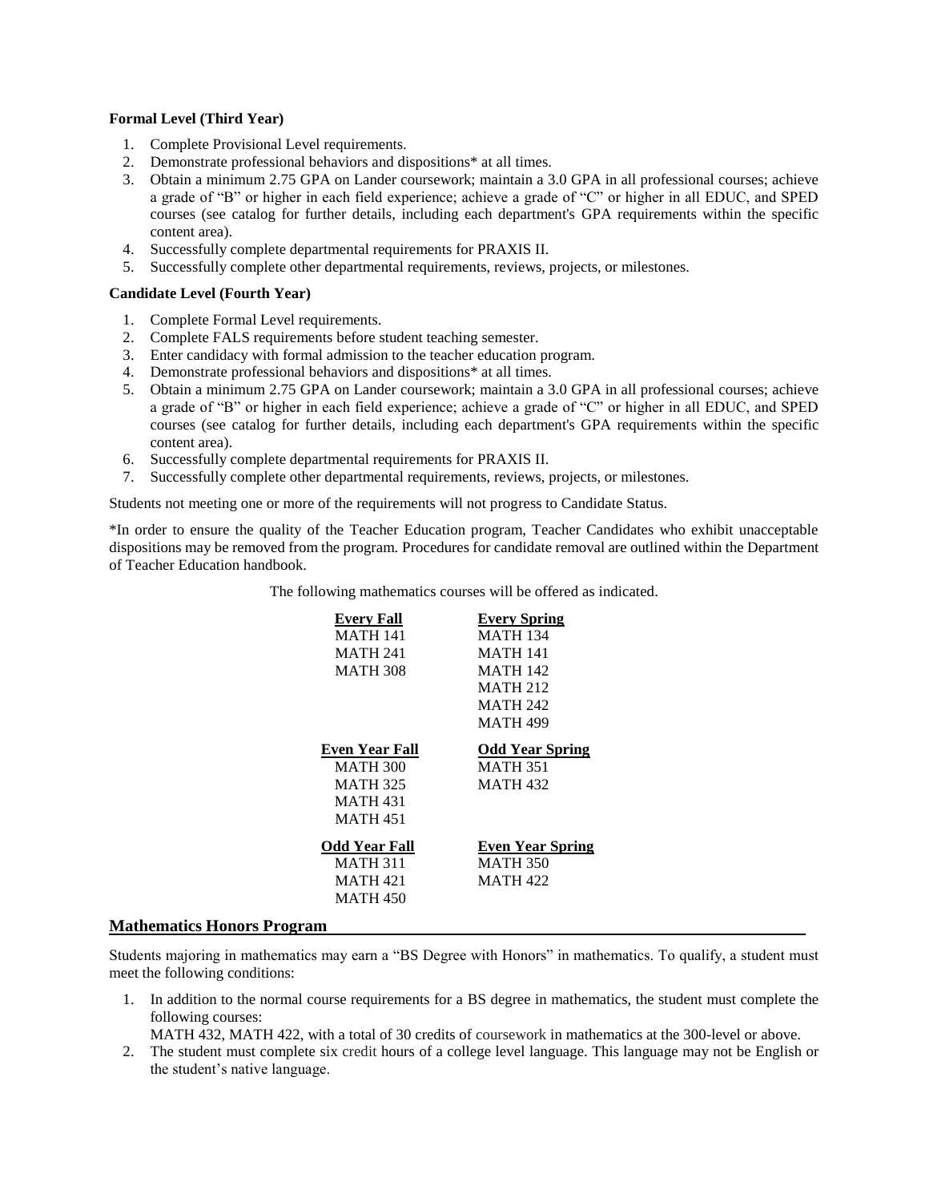**Formal Level (Third Year)**

1. Complete Provisional Level requirements.
2. Demonstrate professional behaviors and dispositions* at all times.
3. Obtain a minimum 2.75 GPA on Lander coursework; maintain a 3.0 GPA in all professional courses; achieve a grade of "B" or higher in each field experience; achieve a grade of "C" or higher in all EDUC, and SPED courses (see catalog for further details, including each department's GPA requirements within the specific content area).
4. Successfully complete departmental requirements for PRAXIS II.
5. Successfully complete other departmental requirements, reviews, projects, or milestones.

**Candidate Level (Fourth Year)**

1. Complete Formal Level requirements.
2. Complete FALS requirements before student teaching semester.
3. Enter candidacy with formal admission to the teacher education program.
4. Demonstrate professional behaviors and dispositions* at all times.
5. Obtain a minimum 2.75 GPA on Lander coursework; maintain a 3.0 GPA in all professional courses; achieve a grade of "B" or higher in each field experience; achieve a grade of "C" or higher in all EDUC, and SPED courses (see catalog for further details, including each department's GPA requirements within the specific content area).
6. Successfully complete departmental requirements for PRAXIS II.
7. Successfully complete other departmental requirements, reviews, projects, or milestones.

Students not meeting one or more of the requirements will not progress to Candidate Status.

*In order to ensure the quality of the Teacher Education program, Teacher Candidates who exhibit unacceptable dispositions may be removed from the program. Procedures for candidate removal are outlined within the Department of Teacher Education handbook.

The following mathematics courses will be offered as indicated.

| **Every Fall** | **Every Spring** |
|---|---|
| MATH 141 | MATH 134 |
| MATH 241 | MATH 141 |
| MATH 308 | MATH 142 |
| | MATH 212 |
| | MATH 242 |
| | MATH 499 |
| **Even Year Fall** | **Odd Year Spring** |
| MATH 300 | MATH 351 |
| MATH 325 | MATH 432 |
| MATH 431 | |
| MATH 451 | |
| **Odd Year Fall** | **Even Year Spring** |
| MATH 311 | MATH 350 |
| MATH 421 | MATH 422 |
| MATH 450 | |

## Mathematics Honors Program

Students majoring in mathematics may earn a "BS Degree with Honors" in mathematics. To qualify, a student must meet the following conditions:

1. In addition to the normal course requirements for a BS degree in mathematics, the student must complete the following courses:
   MATH 432, MATH 422, with a total of 30 credits of coursework in mathematics at the 300-level or above.
2. The student must complete six credit hours of a college level language. This language may not be English or the student's native language.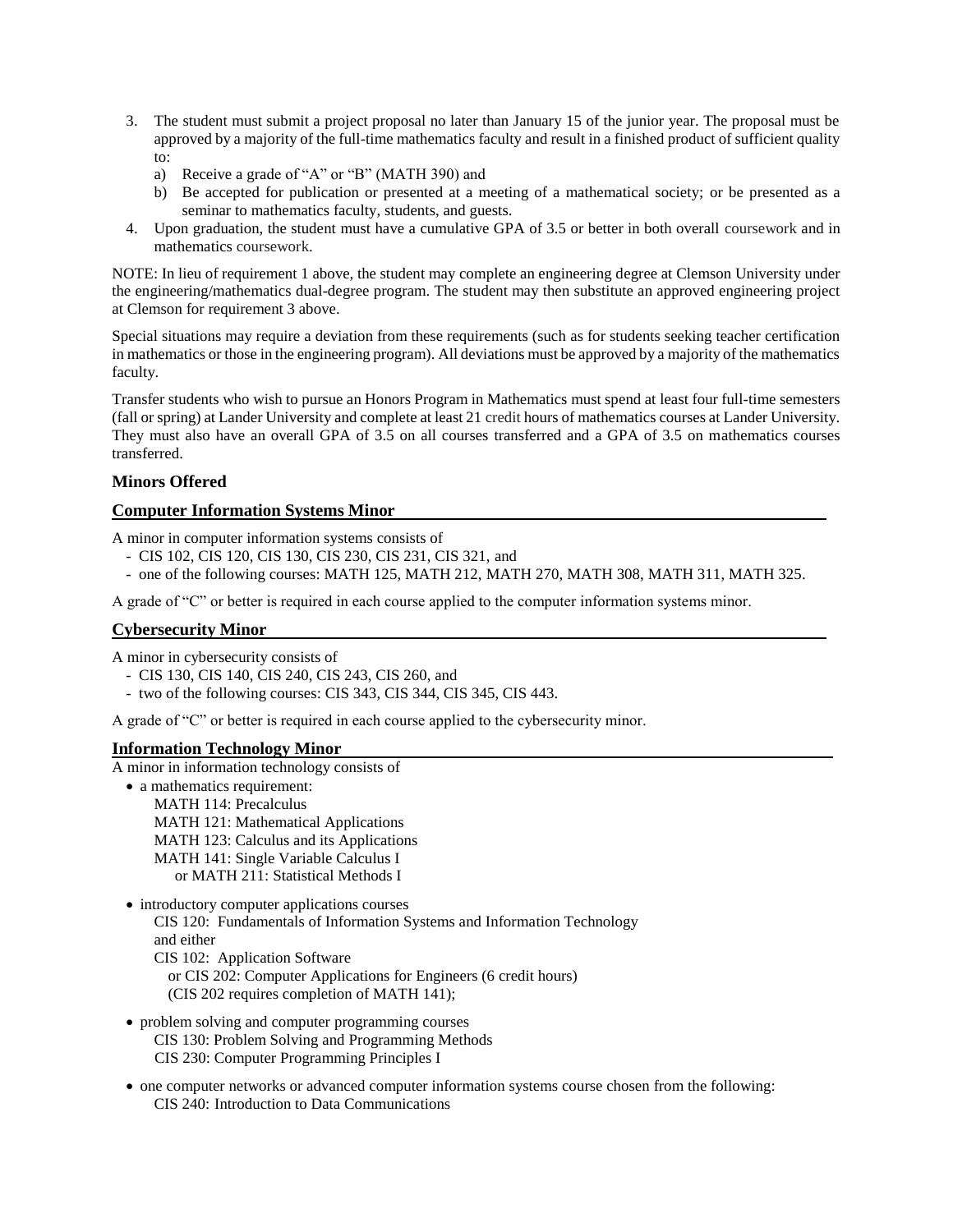3. The student must submit a project proposal no later than January 15 of the junior year. The proposal must be approved by a majority of the full-time mathematics faculty and result in a finished product of sufficient quality to:
   a) Receive a grade of "A" or "B" (MATH 390) and
   b) Be accepted for publication or presented at a meeting of a mathematical society; or be presented as a seminar to mathematics faculty, students, and guests.
4. Upon graduation, the student must have a cumulative GPA of 3.5 or better in both overall coursework and in mathematics coursework.

NOTE: In lieu of requirement 1 above, the student may complete an engineering degree at Clemson University under the engineering/mathematics dual-degree program. The student may then substitute an approved engineering project at Clemson for requirement 3 above.

Special situations may require a deviation from these requirements (such as for students seeking teacher certification in mathematics or those in the engineering program). All deviations must be approved by a majority of the mathematics faculty.

Transfer students who wish to pursue an Honors Program in Mathematics must spend at least four full-time semesters (fall or spring) at Lander University and complete at least 21 credit hours of mathematics courses at Lander University. They must also have an overall GPA of 3.5 on all courses transferred and a GPA of 3.5 on mathematics courses transferred.

### Minors Offered

#### Computer Information Systems Minor

A minor in computer information systems consists of

- CIS 102, CIS 120, CIS 130, CIS 230, CIS 231, CIS 321, and
- one of the following courses: MATH 125, MATH 212, MATH 270, MATH 308, MATH 311, MATH 325.

A grade of "C" or better is required in each course applied to the computer information systems minor.

#### Cybersecurity Minor

A minor in cybersecurity consists of

- CIS 130, CIS 140, CIS 240, CIS 243, CIS 260, and
- two of the following courses: CIS 343, CIS 344, CIS 345, CIS 443.

A grade of "C" or better is required in each course applied to the cybersecurity minor.

#### Information Technology Minor

A minor in information technology consists of

- a mathematics requirement:
  MATH 114: Precalculus
  MATH 121: Mathematical Applications
  MATH 123: Calculus and its Applications
  MATH 141: Single Variable Calculus I
  or MATH 211: Statistical Methods I
- introductory computer applications courses
  CIS 120: Fundamentals of Information Systems and Information Technology
  and either
  CIS 102: Application Software
  or CIS 202: Computer Applications for Engineers (6 credit hours)
  (CIS 202 requires completion of MATH 141);
- problem solving and computer programming courses
  CIS 130: Problem Solving and Programming Methods
  CIS 230: Computer Programming Principles I
- one computer networks or advanced computer information systems course chosen from the following:
  CIS 240: Introduction to Data Communications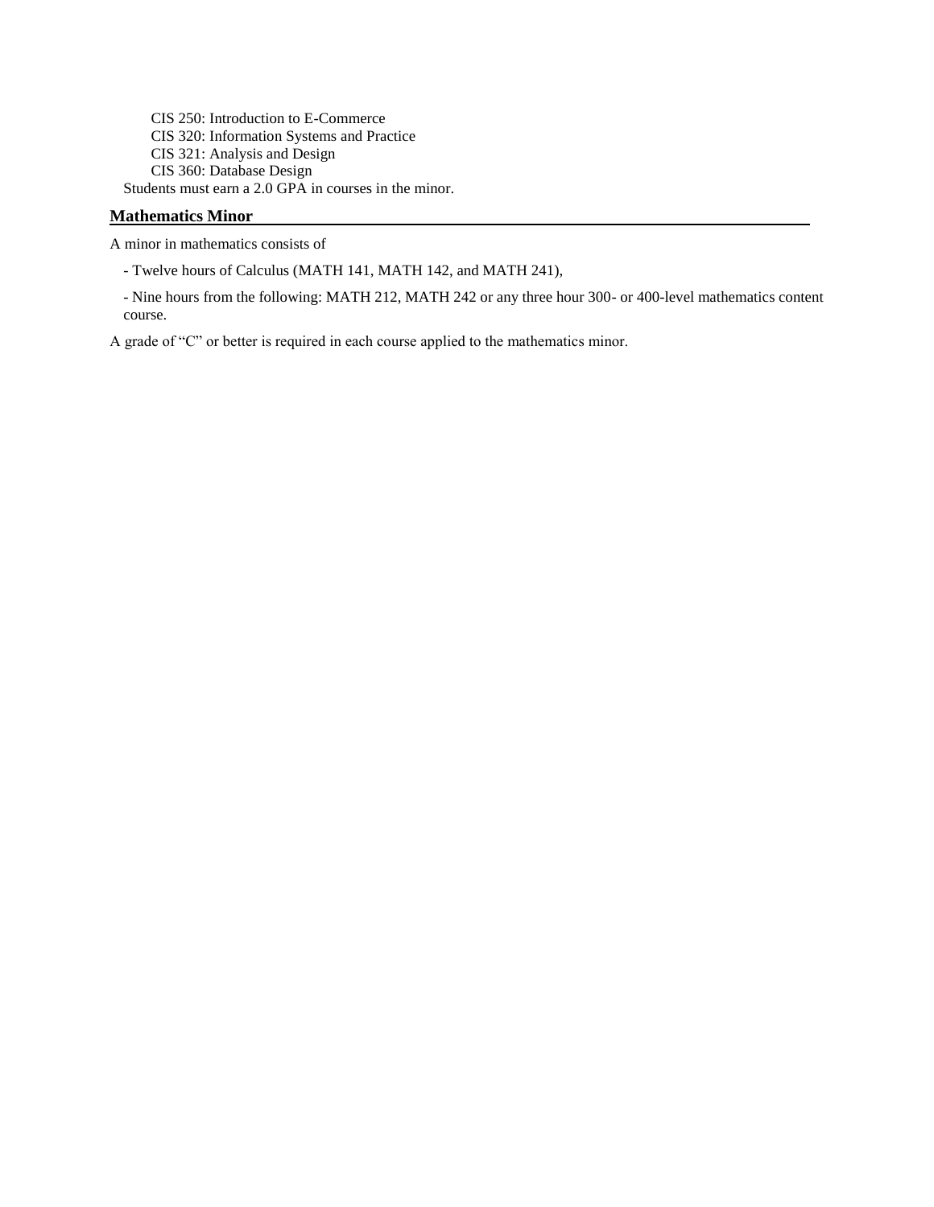CIS 250: Introduction to E-Commerce
CIS 320: Information Systems and Practice
CIS 321: Analysis and Design
CIS 360: Database Design

Students must earn a 2.0 GPA in courses in the minor.

## Mathematics Minor

A minor in mathematics consists of

- Twelve hours of Calculus (MATH 141, MATH 142, and MATH 241),
- Nine hours from the following: MATH 212, MATH 242 or any three hour 300- or 400-level mathematics content course.

A grade of "C" or better is required in each course applied to the mathematics minor.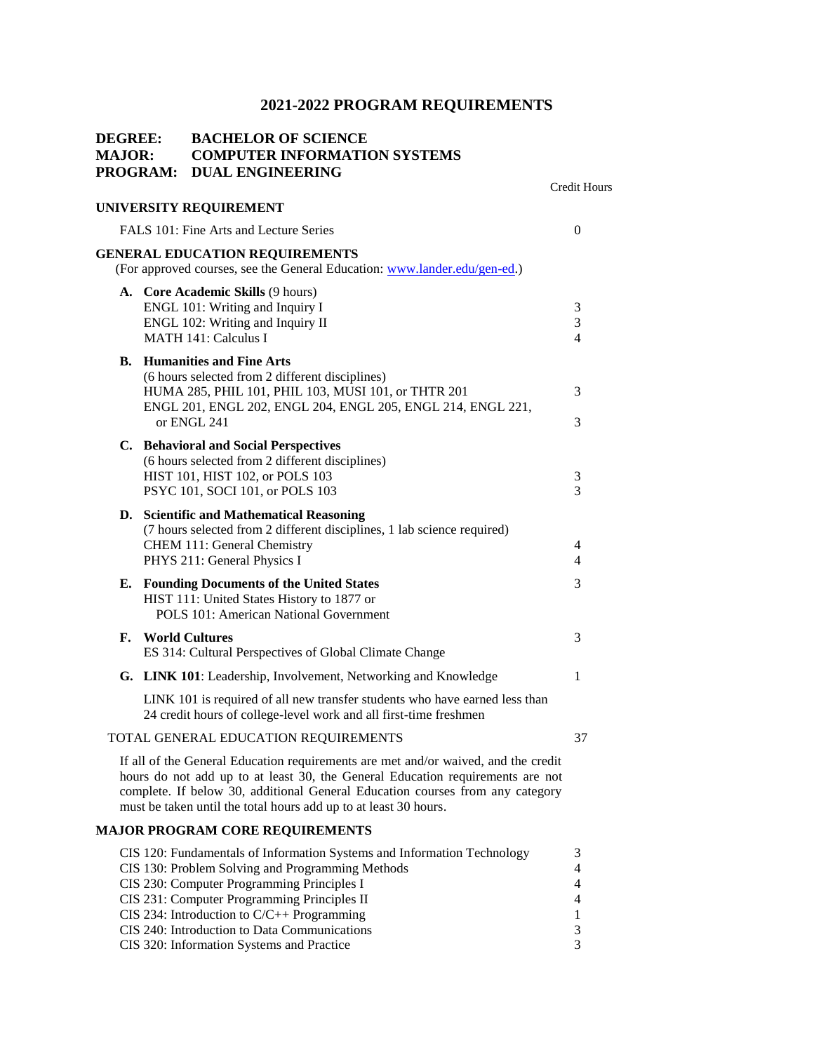# 2021-2022 PROGRAM REQUIREMENTS

**DEGREE:** BACHELOR OF SCIENCE
**MAJOR:** COMPUTER INFORMATION SYSTEMS
**PROGRAM:** DUAL ENGINEERING

| | Credit Hours |
|---|---|
| **UNIVERSITY REQUIREMENT** | |
| FALS 101: Fine Arts and Lecture Series | 0 |
| **GENERAL EDUCATION REQUIREMENTS** (For approved courses, see the General Education: [www.lander.edu/gen-ed](www.lander.edu/gen-ed).) | |
| **A. Core Academic Skills** (9 hours) | |
| ENGL 101: Writing and Inquiry I | 3 |
| ENGL 102: Writing and Inquiry II | 3 |
| MATH 141: Calculus I | 4 |
| **B. Humanities and Fine Arts** (6 hours selected from 2 different disciplines) | |
| HUMA 285, PHIL 101, PHIL 103, MUSI 101, or THTR 201 | 3 |
| ENGL 201, ENGL 202, ENGL 204, ENGL 205, ENGL 214, ENGL 221, or ENGL 241 | 3 |
| **C. Behavioral and Social Perspectives** (6 hours selected from 2 different disciplines) | |
| HIST 101, HIST 102, or POLS 103 | 3 |
| PSYC 101, SOCI 101, or POLS 103 | 3 |
| **D. Scientific and Mathematical Reasoning** (7 hours selected from 2 different disciplines, 1 lab science required) | |
| CHEM 111: General Chemistry | 4 |
| PHYS 211: General Physics I | 4 |
| **E. Founding Documents of the United States** HIST 111: United States History to 1877 or POLS 101: American National Government | 3 |
| **F. World Cultures** ES 314: Cultural Perspectives of Global Climate Change | 3 |
| **G. LINK 101**: Leadership, Involvement, Networking and Knowledge | 1 |
| LINK 101 is required of all new transfer students who have earned less than 24 credit hours of college-level work and all first-time freshmen | |
| TOTAL GENERAL EDUCATION REQUIREMENTS | 37 |

If all of the General Education requirements are met and/or waived, and the credit hours do not add up to at least 30, the General Education requirements are not complete. If below 30, additional General Education courses from any category must be taken until the total hours add up to at least 30 hours.

| **MAJOR PROGRAM CORE REQUIREMENTS** | |
|---|---|
| CIS 120: Fundamentals of Information Systems and Information Technology | 3 |
| CIS 130: Problem Solving and Programming Methods | 4 |
| CIS 230: Computer Programming Principles I | 4 |
| CIS 231: Computer Programming Principles II | 4 |
| CIS 234: Introduction to C/C++ Programming | 1 |
| CIS 240: Introduction to Data Communications | 3 |
| CIS 320: Information Systems and Practice | 3 |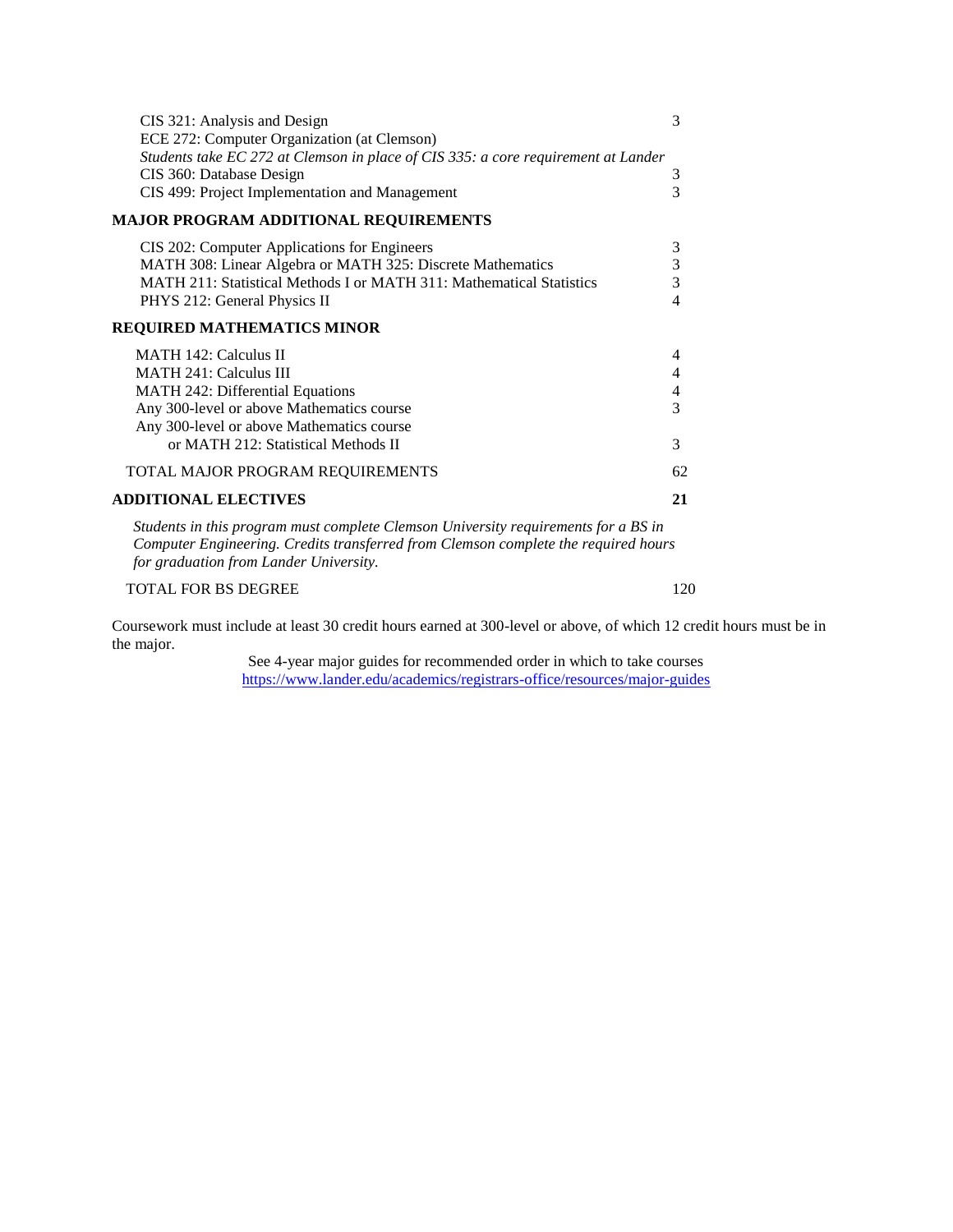| | |
|---|---|
| CIS 321: Analysis and Design | 3 |
| ECE 272: Computer Organization (at Clemson) | |
| *Students take EC 272 at Clemson in place of CIS 335: a core requirement at Lander* | |
| CIS 360: Database Design | 3 |
| CIS 499: Project Implementation and Management | 3 |

**MAJOR PROGRAM ADDITIONAL REQUIREMENTS**

| | |
|---|---|
| CIS 202: Computer Applications for Engineers | 3 |
| MATH 308: Linear Algebra or MATH 325: Discrete Mathematics | 3 |
| MATH 211: Statistical Methods I or MATH 311: Mathematical Statistics | 3 |
| PHYS 212: General Physics II | 4 |

**REQUIRED MATHEMATICS MINOR**

| | |
|---|---|
| MATH 142: Calculus II | 4 |
| MATH 241: Calculus III | 4 |
| MATH 242: Differential Equations | 4 |
| Any 300-level or above Mathematics course | 3 |
| Any 300-level or above Mathematics course or MATH 212: Statistical Methods II | 3 |

| | |
|---|---|
| TOTAL MAJOR PROGRAM REQUIREMENTS | 62 |
| **ADDITIONAL ELECTIVES** | **21** |

*Students in this program must complete Clemson University requirements for a BS in Computer Engineering. Credits transferred from Clemson complete the required hours for graduation from Lander University.*

| | |
|---|---|
| TOTAL FOR BS DEGREE | 120 |

Coursework must include at least 30 credit hours earned at 300-level or above, of which 12 credit hours must be in the major.

See 4-year major guides for recommended order in which to take courses
https://www.lander.edu/academics/registrars-office/resources/major-guides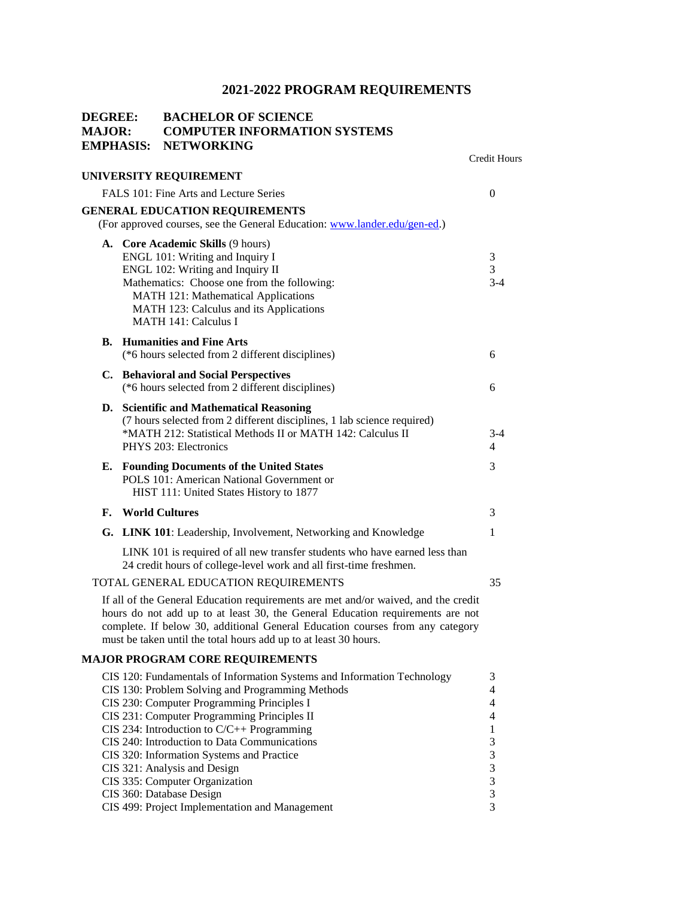# 2021-2022 PROGRAM REQUIREMENTS

**DEGREE:** BACHELOR OF SCIENCE
**MAJOR:** COMPUTER INFORMATION SYSTEMS
**EMPHASIS:** NETWORKING

| | Credit Hours |
|---|---|
| **UNIVERSITY REQUIREMENT** | |
| FALS 101: Fine Arts and Lecture Series | 0 |
| **GENERAL EDUCATION REQUIREMENTS** | |
| (For approved courses, see the General Education: www.lander.edu/gen-ed.) | |
| **A. Core Academic Skills** (9 hours) | |
| ENGL 101: Writing and Inquiry I | 3 |
| ENGL 102: Writing and Inquiry II | 3 |
| Mathematics: Choose one from the following: | 3-4 |
| MATH 121: Mathematical Applications | |
| MATH 123: Calculus and its Applications | |
| MATH 141: Calculus I | |
| **B. Humanities and Fine Arts** | |
| (*6 hours selected from 2 different disciplines) | 6 |
| **C. Behavioral and Social Perspectives** | |
| (*6 hours selected from 2 different disciplines) | 6 |
| **D. Scientific and Mathematical Reasoning** | |
| (7 hours selected from 2 different disciplines, 1 lab science required) | |
| *MATH 212: Statistical Methods II or MATH 142: Calculus II | 3-4 |
| PHYS 203: Electronics | 4 |
| **E. Founding Documents of the United States** | 3 |
| POLS 101: American National Government or HIST 111: United States History to 1877 | |
| **F. World Cultures** | 3 |
| **G. LINK 101**: Leadership, Involvement, Networking and Knowledge | 1 |
| LINK 101 is required of all new transfer students who have earned less than 24 credit hours of college-level work and all first-time freshmen. | |
| TOTAL GENERAL EDUCATION REQUIREMENTS | 35 |

If all of the General Education requirements are met and/or waived, and the credit hours do not add up to at least 30, the General Education requirements are not complete. If below 30, additional General Education courses from any category must be taken until the total hours add up to at least 30 hours.

| **MAJOR PROGRAM CORE REQUIREMENTS** | |
|---|---|
| CIS 120: Fundamentals of Information Systems and Information Technology | 3 |
| CIS 130: Problem Solving and Programming Methods | 4 |
| CIS 230: Computer Programming Principles I | 4 |
| CIS 231: Computer Programming Principles II | 4 |
| CIS 234: Introduction to C/C++ Programming | 1 |
| CIS 240: Introduction to Data Communications | 3 |
| CIS 320: Information Systems and Practice | 3 |
| CIS 321: Analysis and Design | 3 |
| CIS 335: Computer Organization | 3 |
| CIS 360: Database Design | 3 |
| CIS 499: Project Implementation and Management | 3 |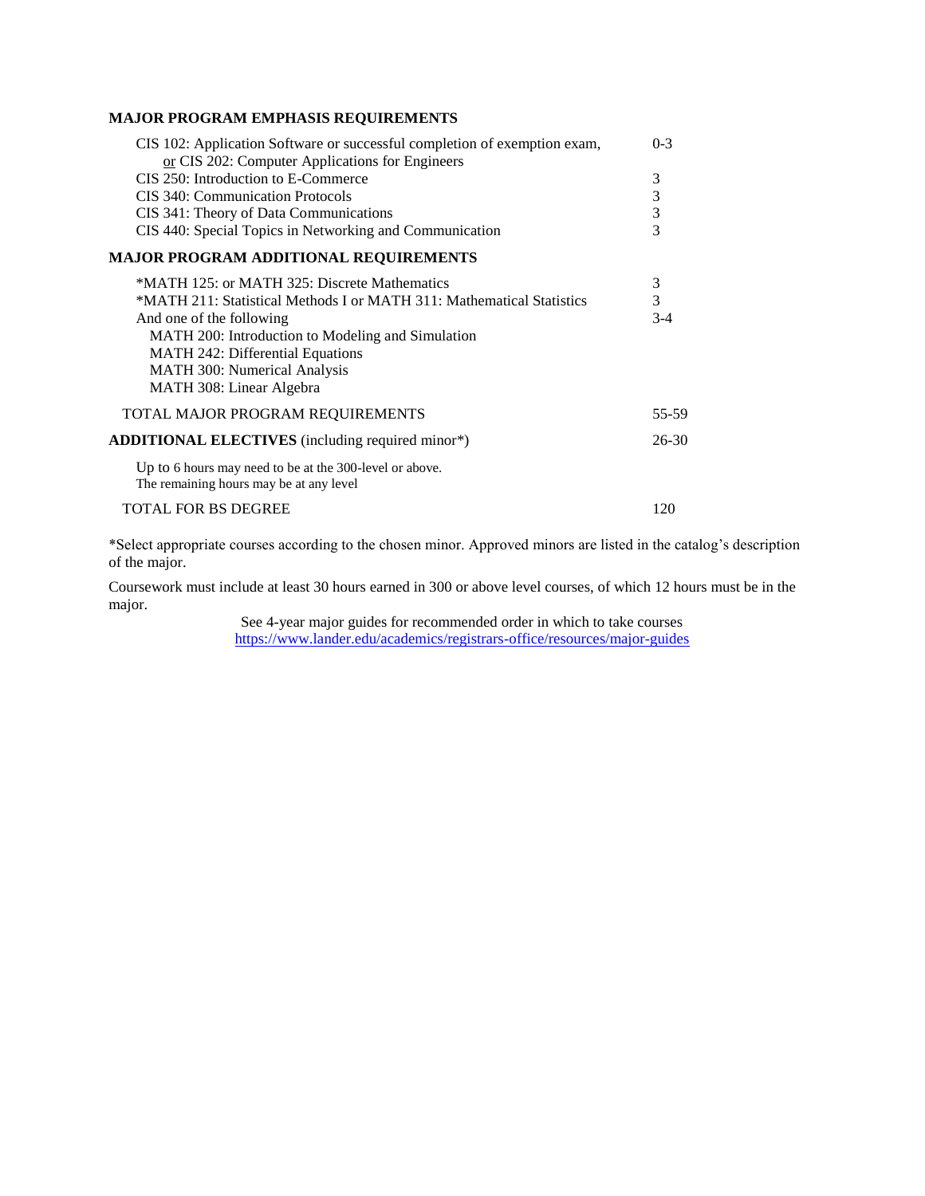### MAJOR PROGRAM EMPHASIS REQUIREMENTS

| Course | Hours |
|---|---|
| CIS 102: Application Software or successful completion of exemption exam, or CIS 202: Computer Applications for Engineers | 0-3 |
| CIS 250: Introduction to E-Commerce | 3 |
| CIS 340: Communication Protocols | 3 |
| CIS 341: Theory of Data Communications | 3 |
| CIS 440: Special Topics in Networking and Communication | 3 |

### MAJOR PROGRAM ADDITIONAL REQUIREMENTS

| Course | Hours |
|---|---|
| *MATH 125: or MATH 325: Discrete Mathematics | 3 |
| *MATH 211: Statistical Methods I or MATH 311: Mathematical Statistics | 3 |
| And one of the following | 3-4 |
| MATH 200: Introduction to Modeling and Simulation | |
| MATH 242: Differential Equations | |
| MATH 300: Numerical Analysis | |
| MATH 308: Linear Algebra | |

| | |
|---|---|
| TOTAL MAJOR PROGRAM REQUIREMENTS | 55-59 |
| **ADDITIONAL ELECTIVES** (including required minor*) | 26-30 |

Up to 6 hours may need to be at the 300-level or above.
The remaining hours may be at any level

| | |
|---|---|
| TOTAL FOR BS DEGREE | 120 |

*Select appropriate courses according to the chosen minor. Approved minors are listed in the catalog's description of the major.

Coursework must include at least 30 hours earned in 300 or above level courses, of which 12 hours must be in the major.

See 4-year major guides for recommended order in which to take courses
https://www.lander.edu/academics/registrars-office/resources/major-guides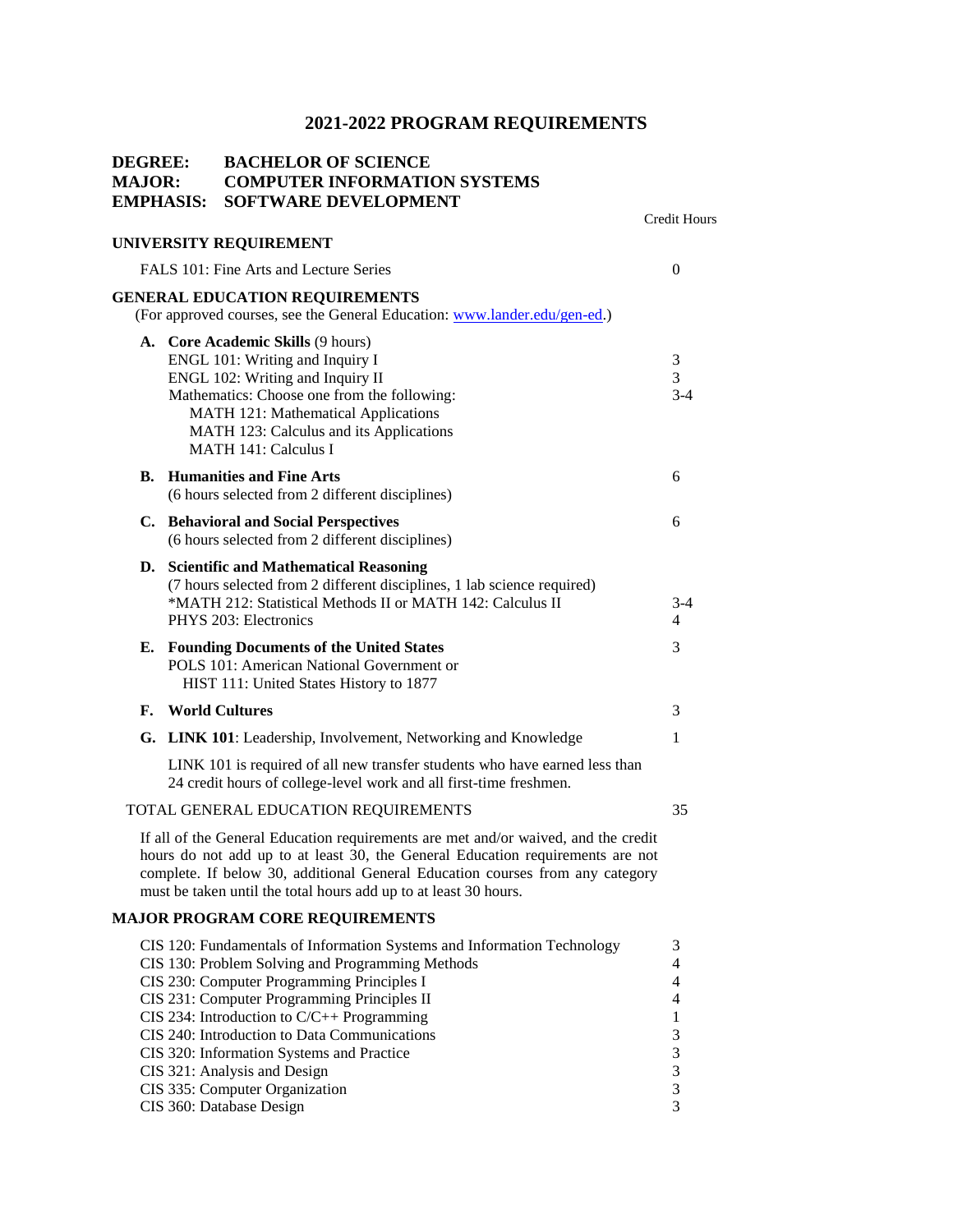# 2021-2022 PROGRAM REQUIREMENTS

**DEGREE:** BACHELOR OF SCIENCE
**MAJOR:** COMPUTER INFORMATION SYSTEMS
**EMPHASIS:** SOFTWARE DEVELOPMENT

| | Credit Hours |
|---|---|
| **UNIVERSITY REQUIREMENT** | |
| FALS 101: Fine Arts and Lecture Series | 0 |
| **GENERAL EDUCATION REQUIREMENTS** (For approved courses, see the General Education: [www.lander.edu/gen-ed](www.lander.edu/gen-ed).) | |
| **A. Core Academic Skills** (9 hours) | |
| ENGL 101: Writing and Inquiry I | 3 |
| ENGL 102: Writing and Inquiry II | 3 |
| Mathematics: Choose one from the following: MATH 121: Mathematical Applications; MATH 123: Calculus and its Applications; MATH 141: Calculus I | 3-4 |
| **B. Humanities and Fine Arts** (6 hours selected from 2 different disciplines) | 6 |
| **C. Behavioral and Social Perspectives** (6 hours selected from 2 different disciplines) | 6 |
| **D. Scientific and Mathematical Reasoning** (7 hours selected from 2 different disciplines, 1 lab science required) | |
| *MATH 212: Statistical Methods II or MATH 142: Calculus II | 3-4 |
| PHYS 203: Electronics | 4 |
| **E. Founding Documents of the United States** POLS 101: American National Government or HIST 111: United States History to 1877 | 3 |
| **F. World Cultures** | 3 |
| **G. LINK 101**: Leadership, Involvement, Networking and Knowledge | 1 |

LINK 101 is required of all new transfer students who have earned less than 24 credit hours of college-level work and all first-time freshmen.

| | |
|---|---|
| TOTAL GENERAL EDUCATION REQUIREMENTS | 35 |

If all of the General Education requirements are met and/or waived, and the credit hours do not add up to at least 30, the General Education requirements are not complete. If below 30, additional General Education courses from any category must be taken until the total hours add up to at least 30 hours.

**MAJOR PROGRAM CORE REQUIREMENTS**

| | |
|---|---|
| CIS 120: Fundamentals of Information Systems and Information Technology | 3 |
| CIS 130: Problem Solving and Programming Methods | 4 |
| CIS 230: Computer Programming Principles I | 4 |
| CIS 231: Computer Programming Principles II | 4 |
| CIS 234: Introduction to C/C++ Programming | 1 |
| CIS 240: Introduction to Data Communications | 3 |
| CIS 320: Information Systems and Practice | 3 |
| CIS 321: Analysis and Design | 3 |
| CIS 335: Computer Organization | 3 |
| CIS 360: Database Design | 3 |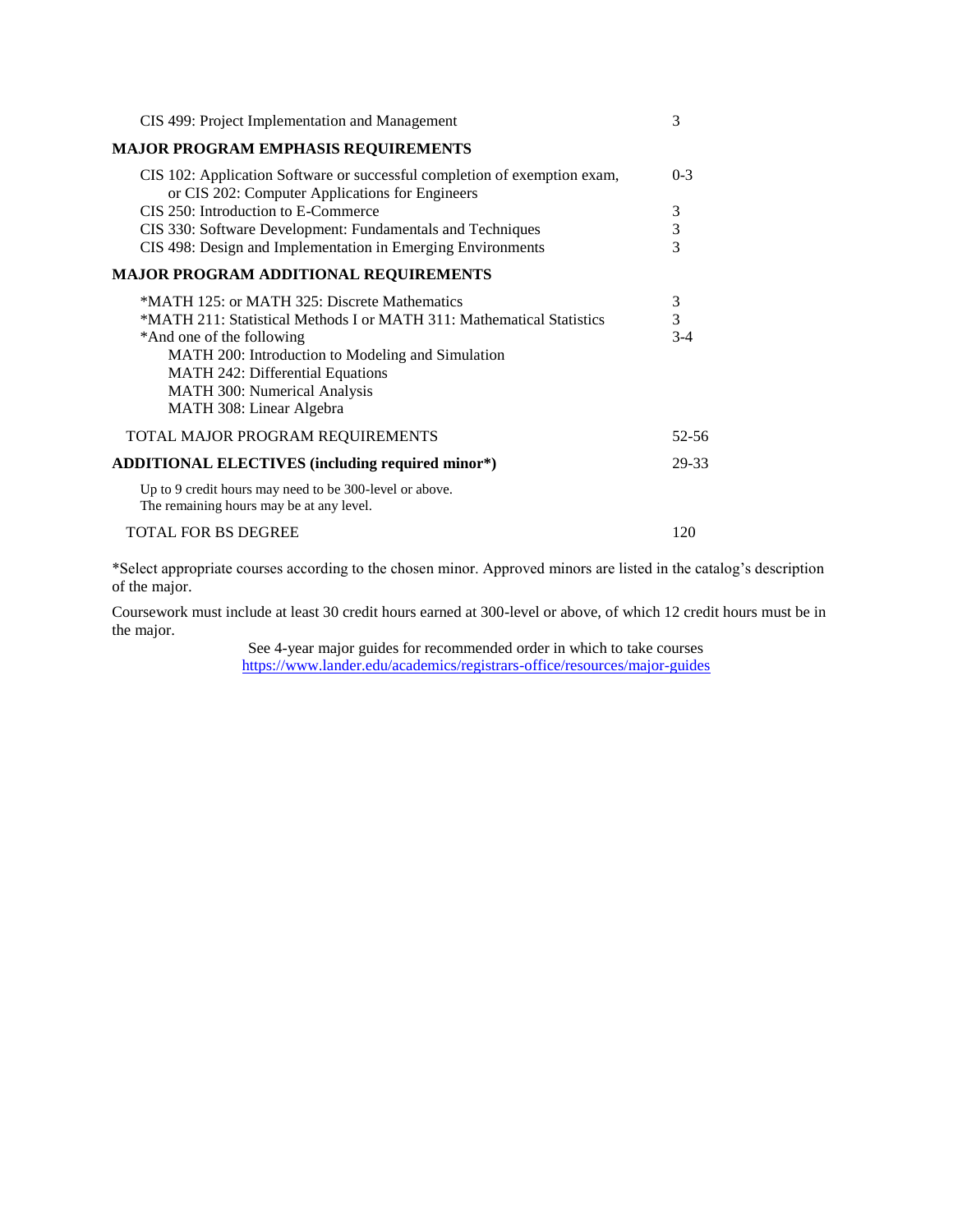| | |
|---|---|
| CIS 499: Project Implementation and Management | 3 |
| **MAJOR PROGRAM EMPHASIS REQUIREMENTS** | |
| CIS 102: Application Software or successful completion of exemption exam, or CIS 202: Computer Applications for Engineers | 0-3 |
| CIS 250: Introduction to E-Commerce | 3 |
| CIS 330: Software Development: Fundamentals and Techniques | 3 |
| CIS 498: Design and Implementation in Emerging Environments | 3 |
| **MAJOR PROGRAM ADDITIONAL REQUIREMENTS** | |
| *MATH 125: or MATH 325: Discrete Mathematics | 3 |
| *MATH 211: Statistical Methods I or MATH 311: Mathematical Statistics | 3 |
| *And one of the following<br>MATH 200: Introduction to Modeling and Simulation<br>MATH 242: Differential Equations<br>MATH 300: Numerical Analysis<br>MATH 308: Linear Algebra | 3-4 |
| TOTAL MAJOR PROGRAM REQUIREMENTS | 52-56 |
| **ADDITIONAL ELECTIVES (including required minor*)** | 29-33 |
| Up to 9 credit hours may need to be 300-level or above.<br>The remaining hours may be at any level. | |
| TOTAL FOR BS DEGREE | 120 |

*Select appropriate courses according to the chosen minor. Approved minors are listed in the catalog's description of the major.

Coursework must include at least 30 credit hours earned at 300-level or above, of which 12 credit hours must be in the major.

See 4-year major guides for recommended order in which to take courses
https://www.lander.edu/academics/registrars-office/resources/major-guides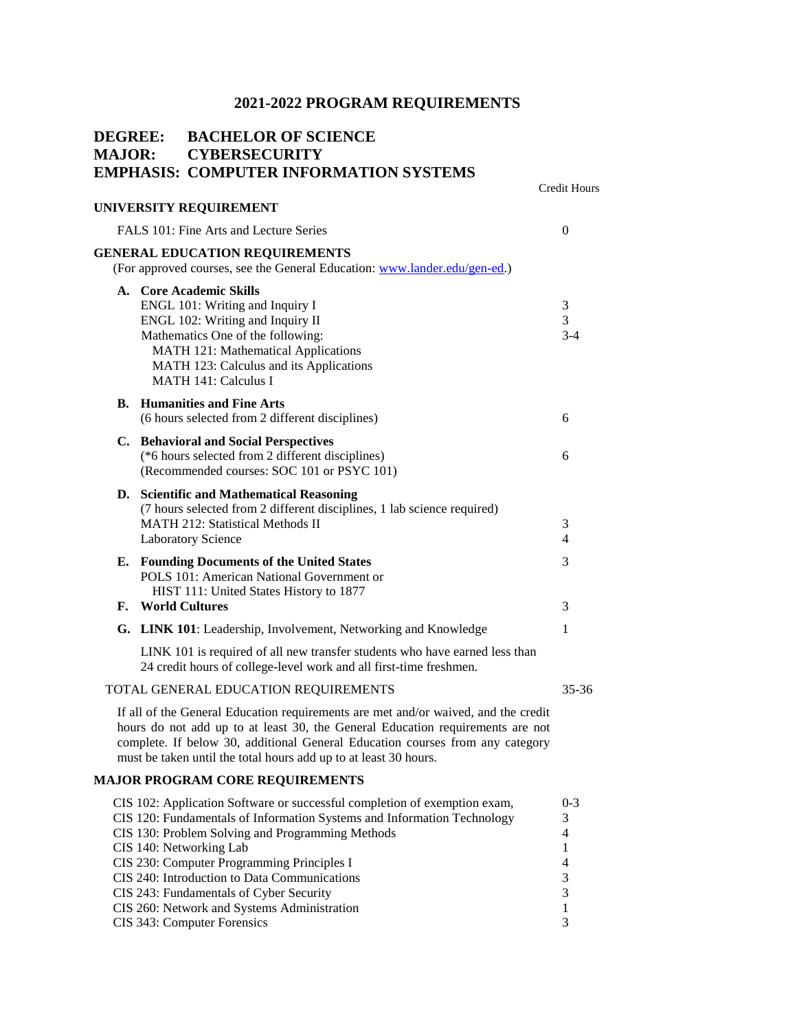# 2021-2022 PROGRAM REQUIREMENTS

## DEGREE: BACHELOR OF SCIENCE
## MAJOR: CYBERSECURITY
## EMPHASIS: COMPUTER INFORMATION SYSTEMS

| | Credit Hours |
|---|---|
| **UNIVERSITY REQUIREMENT** | |
| FALS 101: Fine Arts and Lecture Series | 0 |
| **GENERAL EDUCATION REQUIREMENTS** | |
| (For approved courses, see the General Education: [www.lander.edu/gen-ed](www.lander.edu/gen-ed).) | |
| **A. Core Academic Skills** | |
| ENGL 101: Writing and Inquiry I | 3 |
| ENGL 102: Writing and Inquiry II | 3 |
| Mathematics One of the following: | 3-4 |
| MATH 121: Mathematical Applications | |
| MATH 123: Calculus and its Applications | |
| MATH 141: Calculus I | |
| **B. Humanities and Fine Arts** | |
| (6 hours selected from 2 different disciplines) | 6 |
| **C. Behavioral and Social Perspectives** | |
| (*6 hours selected from 2 different disciplines) | 6 |
| (Recommended courses: SOC 101 or PSYC 101) | |
| **D. Scientific and Mathematical Reasoning** | |
| (7 hours selected from 2 different disciplines, 1 lab science required) | |
| MATH 212: Statistical Methods II | 3 |
| Laboratory Science | 4 |
| **E. Founding Documents of the United States** | 3 |
| POLS 101: American National Government or | |
| HIST 111: United States History to 1877 | |
| **F. World Cultures** | 3 |
| **G. LINK 101**: Leadership, Involvement, Networking and Knowledge | 1 |
| LINK 101 is required of all new transfer students who have earned less than 24 credit hours of college-level work and all first-time freshmen. | |
| TOTAL GENERAL EDUCATION REQUIREMENTS | 35-36 |

If all of the General Education requirements are met and/or waived, and the credit hours do not add up to at least 30, the General Education requirements are not complete. If below 30, additional General Education courses from any category must be taken until the total hours add up to at least 30 hours.

| **MAJOR PROGRAM CORE REQUIREMENTS** | |
|---|---|
| CIS 102: Application Software or successful completion of exemption exam, | 0-3 |
| CIS 120: Fundamentals of Information Systems and Information Technology | 3 |
| CIS 130: Problem Solving and Programming Methods | 4 |
| CIS 140: Networking Lab | 1 |
| CIS 230: Computer Programming Principles I | 4 |
| CIS 240: Introduction to Data Communications | 3 |
| CIS 243: Fundamentals of Cyber Security | 3 |
| CIS 260: Network and Systems Administration | 1 |
| CIS 343: Computer Forensics | 3 |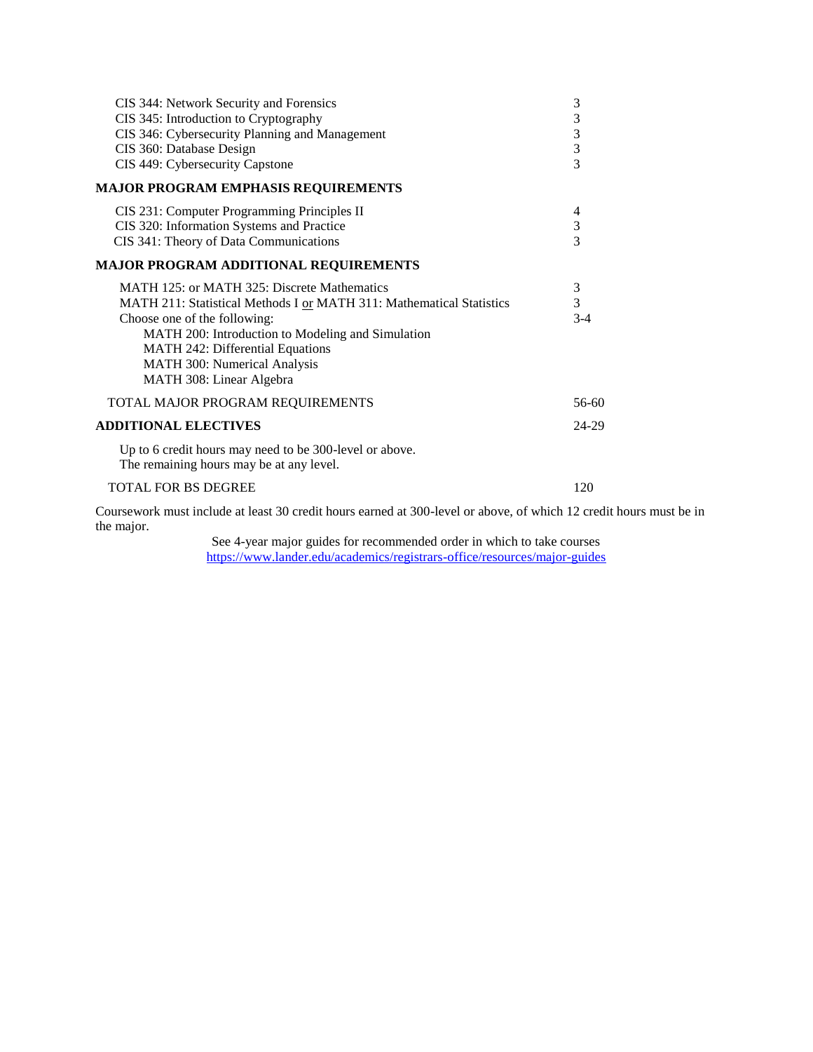| Course | Credits |
|---|---|
| CIS 344: Network Security and Forensics | 3 |
| CIS 345: Introduction to Cryptography | 3 |
| CIS 346: Cybersecurity Planning and Management | 3 |
| CIS 360: Database Design | 3 |
| CIS 449: Cybersecurity Capstone | 3 |

**MAJOR PROGRAM EMPHASIS REQUIREMENTS**

| Course | Credits |
|---|---|
| CIS 231: Computer Programming Principles II | 4 |
| CIS 320: Information Systems and Practice | 3 |
| CIS 341: Theory of Data Communications | 3 |

**MAJOR PROGRAM ADDITIONAL REQUIREMENTS**

| Course | Credits |
|---|---|
| MATH 125: or MATH 325: Discrete Mathematics | 3 |
| MATH 211: Statistical Methods I or MATH 311: Mathematical Statistics | 3 |
| Choose one of the following: | 3-4 |
| MATH 200: Introduction to Modeling and Simulation | |
| MATH 242: Differential Equations | |
| MATH 300: Numerical Analysis | |
| MATH 308: Linear Algebra | |

| | |
|---|---|
| TOTAL MAJOR PROGRAM REQUIREMENTS | 56-60 |
| **ADDITIONAL ELECTIVES** | 24-29 |

Up to 6 credit hours may need to be 300-level or above.
The remaining hours may be at any level.

| | |
|---|---|
| TOTAL FOR BS DEGREE | 120 |

Coursework must include at least 30 credit hours earned at 300-level or above, of which 12 credit hours must be in the major.

See 4-year major guides for recommended order in which to take courses
https://www.lander.edu/academics/registrars-office/resources/major-guides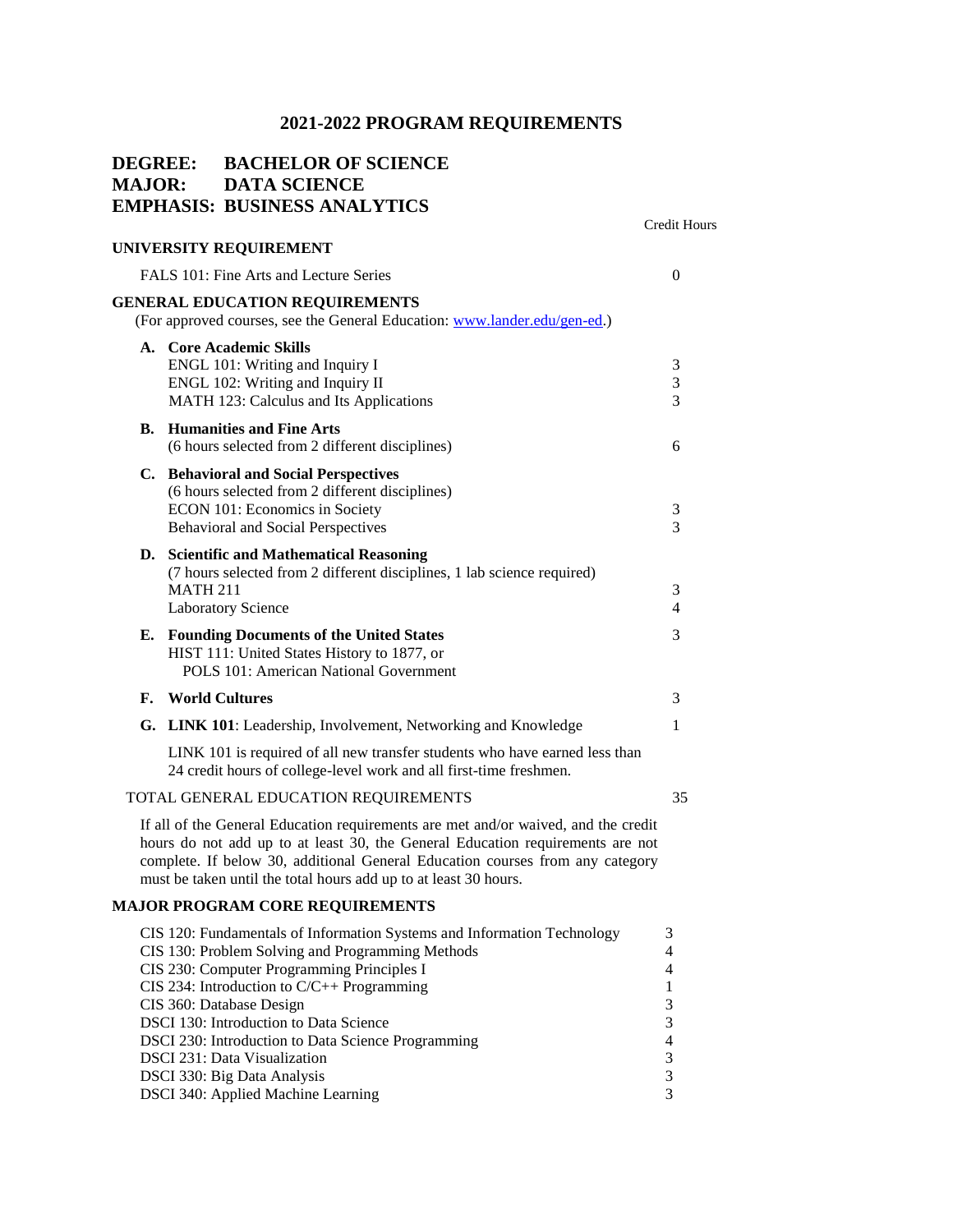# 2021-2022 PROGRAM REQUIREMENTS

## DEGREE: BACHELOR OF SCIENCE
## MAJOR: DATA SCIENCE
## EMPHASIS: BUSINESS ANALYTICS

| | Credit Hours |
|---|---|
| **UNIVERSITY REQUIREMENT** | |
| FALS 101: Fine Arts and Lecture Series | 0 |
| **GENERAL EDUCATION REQUIREMENTS** (For approved courses, see the General Education: [www.lander.edu/gen-ed](www.lander.edu/gen-ed).) | |
| **A. Core Academic Skills** | |
| ENGL 101: Writing and Inquiry I | 3 |
| ENGL 102: Writing and Inquiry II | 3 |
| MATH 123: Calculus and Its Applications | 3 |
| **B. Humanities and Fine Arts** | |
| (6 hours selected from 2 different disciplines) | 6 |
| **C. Behavioral and Social Perspectives** | |
| (6 hours selected from 2 different disciplines) | |
| ECON 101: Economics in Society | 3 |
| Behavioral and Social Perspectives | 3 |
| **D. Scientific and Mathematical Reasoning** | |
| (7 hours selected from 2 different disciplines, 1 lab science required) | |
| MATH 211 | 3 |
| Laboratory Science | 4 |
| **E. Founding Documents of the United States** | 3 |
| HIST 111: United States History to 1877, or POLS 101: American National Government | |
| **F. World Cultures** | 3 |
| **G. LINK 101**: Leadership, Involvement, Networking and Knowledge | 1 |
| LINK 101 is required of all new transfer students who have earned less than 24 credit hours of college-level work and all first-time freshmen. | |
| TOTAL GENERAL EDUCATION REQUIREMENTS | 35 |

If all of the General Education requirements are met and/or waived, and the credit hours do not add up to at least 30, the General Education requirements are not complete. If below 30, additional General Education courses from any category must be taken until the total hours add up to at least 30 hours.

**MAJOR PROGRAM CORE REQUIREMENTS**

| Course | Credit Hours |
|---|---|
| CIS 120: Fundamentals of Information Systems and Information Technology | 3 |
| CIS 130: Problem Solving and Programming Methods | 4 |
| CIS 230: Computer Programming Principles I | 4 |
| CIS 234: Introduction to C/C++ Programming | 1 |
| CIS 360: Database Design | 3 |
| DSCI 130: Introduction to Data Science | 3 |
| DSCI 230: Introduction to Data Science Programming | 4 |
| DSCI 231: Data Visualization | 3 |
| DSCI 330: Big Data Analysis | 3 |
| DSCI 340: Applied Machine Learning | 3 |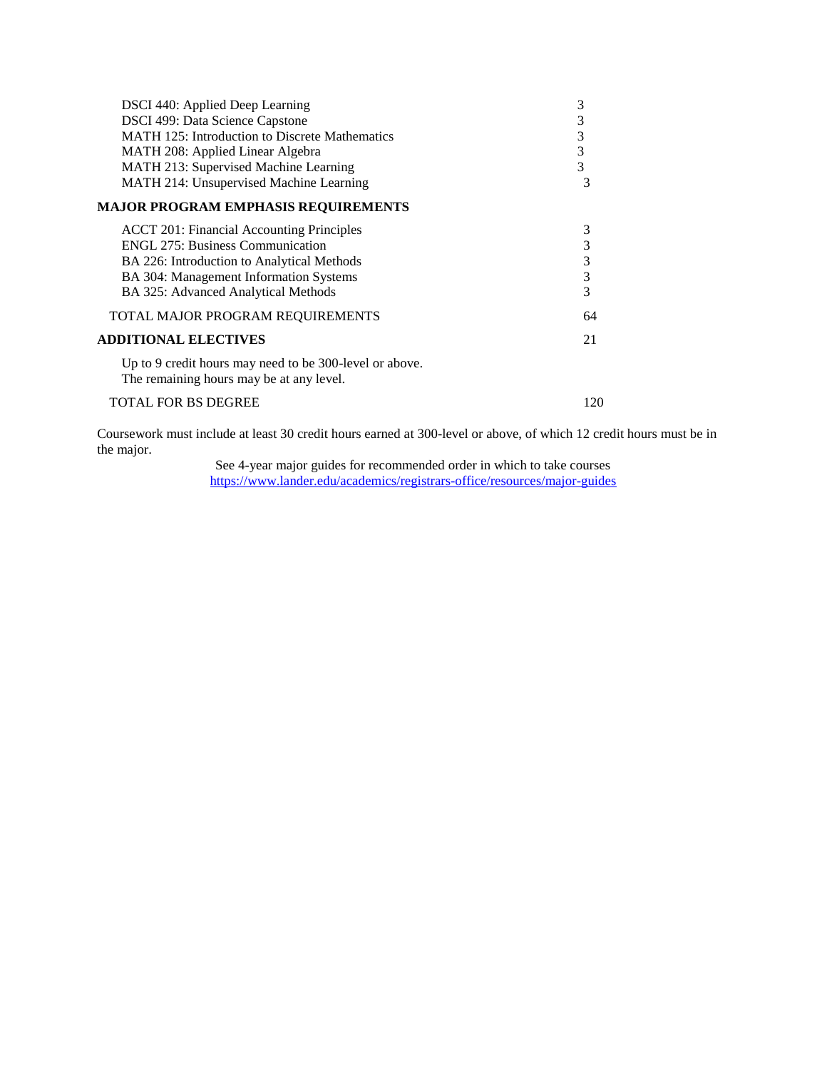| Course | Credit Hours |
|---|---|
| DSCI 440: Applied Deep Learning | 3 |
| DSCI 499: Data Science Capstone | 3 |
| MATH 125: Introduction to Discrete Mathematics | 3 |
| MATH 208: Applied Linear Algebra | 3 |
| MATH 213: Supervised Machine Learning | 3 |
| MATH 214: Unsupervised Machine Learning | 3 |
| **MAJOR PROGRAM EMPHASIS REQUIREMENTS** | |
| ACCT 201: Financial Accounting Principles | 3 |
| ENGL 275: Business Communication | 3 |
| BA 226: Introduction to Analytical Methods | 3 |
| BA 304: Management Information Systems | 3 |
| BA 325: Advanced Analytical Methods | 3 |
| TOTAL MAJOR PROGRAM REQUIREMENTS | 64 |
| **ADDITIONAL ELECTIVES** | 21 |
| Up to 9 credit hours may need to be 300-level or above. The remaining hours may be at any level. | |
| TOTAL FOR BS DEGREE | 120 |

Coursework must include at least 30 credit hours earned at 300-level or above, of which 12 credit hours must be in the major.

See 4-year major guides for recommended order in which to take courses
[https://www.lander.edu/academics/registrars-office/resources/major-guides](https://www.lander.edu/academics/registrars-office/resources/major-guides)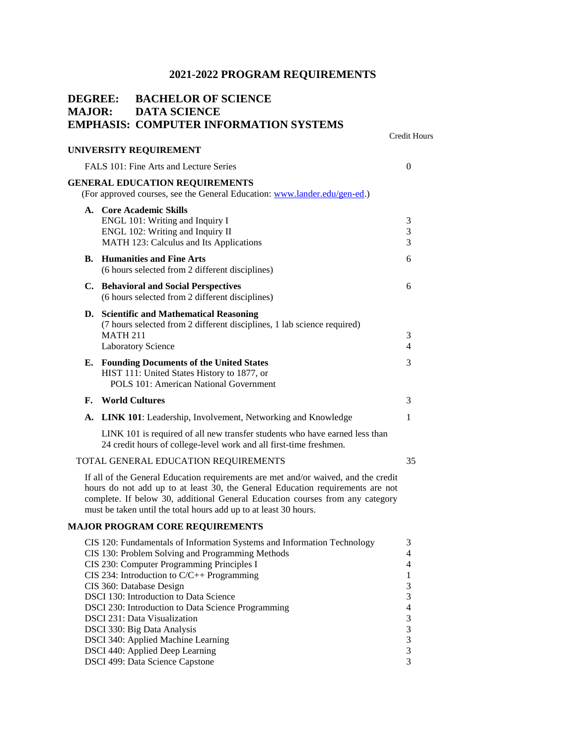# 2021-2022 PROGRAM REQUIREMENTS

## DEGREE: BACHELOR OF SCIENCE
## MAJOR: DATA SCIENCE
## EMPHASIS: COMPUTER INFORMATION SYSTEMS

| | Credit Hours |
|---|---|
| **UNIVERSITY REQUIREMENT** | |
| FALS 101: Fine Arts and Lecture Series | 0 |
| **GENERAL EDUCATION REQUIREMENTS** (For approved courses, see the General Education: [www.lander.edu/gen-ed](www.lander.edu/gen-ed).) | |
| **A. Core Academic Skills** | |
| ENGL 101: Writing and Inquiry I | 3 |
| ENGL 102: Writing and Inquiry II | 3 |
| MATH 123: Calculus and Its Applications | 3 |
| **B. Humanities and Fine Arts** (6 hours selected from 2 different disciplines) | 6 |
| **C. Behavioral and Social Perspectives** (6 hours selected from 2 different disciplines) | 6 |
| **D. Scientific and Mathematical Reasoning** (7 hours selected from 2 different disciplines, 1 lab science required) | |
| MATH 211 | 3 |
| Laboratory Science | 4 |
| **E. Founding Documents of the United States** HIST 111: United States History to 1877, or POLS 101: American National Government | 3 |
| **F. World Cultures** | 3 |
| **A. LINK 101**: Leadership, Involvement, Networking and Knowledge | 1 |
| LINK 101 is required of all new transfer students who have earned less than 24 credit hours of college-level work and all first-time freshmen. | |
| TOTAL GENERAL EDUCATION REQUIREMENTS | 35 |

If all of the General Education requirements are met and/or waived, and the credit hours do not add up to at least 30, the General Education requirements are not complete. If below 30, additional General Education courses from any category must be taken until the total hours add up to at least 30 hours.

| **MAJOR PROGRAM CORE REQUIREMENTS** | |
|---|---|
| CIS 120: Fundamentals of Information Systems and Information Technology | 3 |
| CIS 130: Problem Solving and Programming Methods | 4 |
| CIS 230: Computer Programming Principles I | 4 |
| CIS 234: Introduction to C/C++ Programming | 1 |
| CIS 360: Database Design | 3 |
| DSCI 130: Introduction to Data Science | 3 |
| DSCI 230: Introduction to Data Science Programming | 4 |
| DSCI 231: Data Visualization | 3 |
| DSCI 330: Big Data Analysis | 3 |
| DSCI 340: Applied Machine Learning | 3 |
| DSCI 440: Applied Deep Learning | 3 |
| DSCI 499: Data Science Capstone | 3 |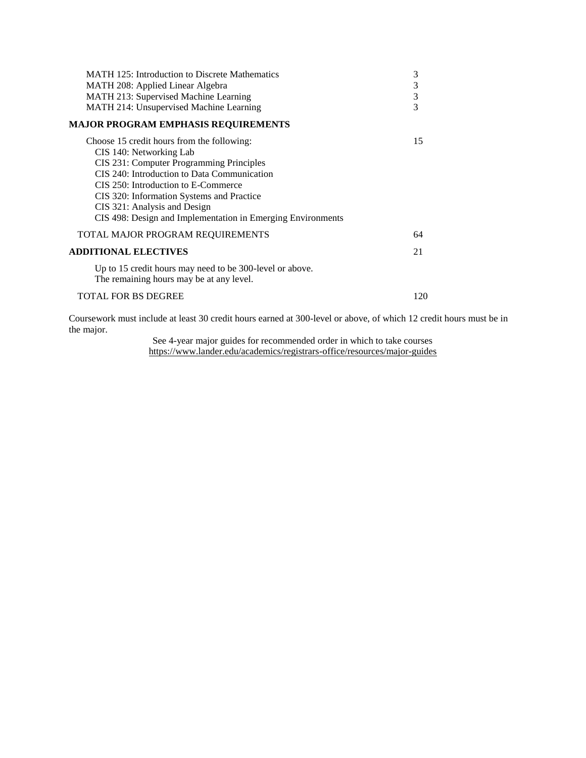| Course | Credits |
| --- | --- |
| MATH 125: Introduction to Discrete Mathematics | 3 |
| MATH 208: Applied Linear Algebra | 3 |
| MATH 213: Supervised Machine Learning | 3 |
| MATH 214: Unsupervised Machine Learning | 3 |

**MAJOR PROGRAM EMPHASIS REQUIREMENTS**

| Course | Credits |
| --- | --- |
| Choose 15 credit hours from the following: | 15 |
| CIS 140: Networking Lab | |
| CIS 231: Computer Programming Principles | |
| CIS 240: Introduction to Data Communication | |
| CIS 250: Introduction to E-Commerce | |
| CIS 320: Information Systems and Practice | |
| CIS 321: Analysis and Design | |
| CIS 498: Design and Implementation in Emerging Environments | |
| TOTAL MAJOR PROGRAM REQUIREMENTS | 64 |

| | |
| --- | --- |
| **ADDITIONAL ELECTIVES** | 21 |
| Up to 15 credit hours may need to be 300-level or above. The remaining hours may be at any level. | |
| TOTAL FOR BS DEGREE | 120 |

Coursework must include at least 30 credit hours earned at 300-level or above, of which 12 credit hours must be in the major.

See 4-year major guides for recommended order in which to take courses
https://www.lander.edu/academics/registrars-office/resources/major-guides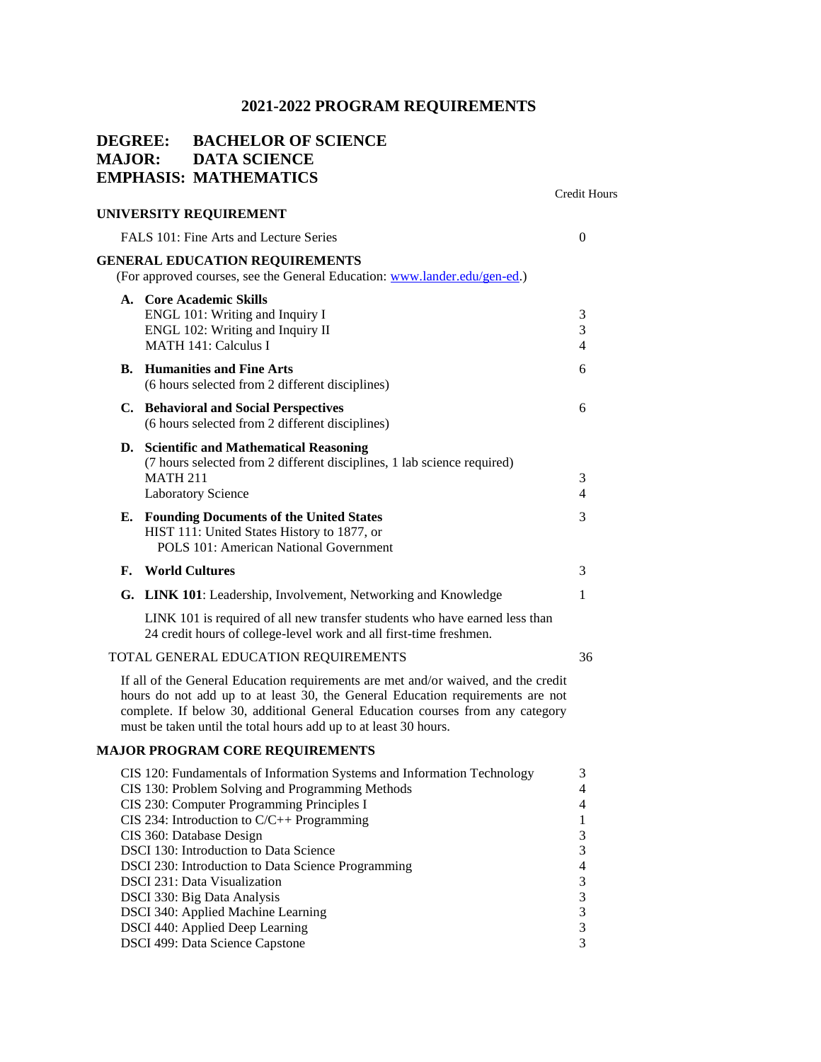# 2021-2022 PROGRAM REQUIREMENTS

## DEGREE: BACHELOR OF SCIENCE
## MAJOR: DATA SCIENCE
## EMPHASIS: MATHEMATICS

| | Credit Hours |
|---|---|
| **UNIVERSITY REQUIREMENT** | |
| FALS 101: Fine Arts and Lecture Series | 0 |
| **GENERAL EDUCATION REQUIREMENTS** (For approved courses, see the General Education: [www.lander.edu/gen-ed](www.lander.edu/gen-ed).) | |
| **A. Core Academic Skills** | |
| ENGL 101: Writing and Inquiry I | 3 |
| ENGL 102: Writing and Inquiry II | 3 |
| MATH 141: Calculus I | 4 |
| **B. Humanities and Fine Arts** (6 hours selected from 2 different disciplines) | 6 |
| **C. Behavioral and Social Perspectives** (6 hours selected from 2 different disciplines) | 6 |
| **D. Scientific and Mathematical Reasoning** (7 hours selected from 2 different disciplines, 1 lab science required) | |
| MATH 211 | 3 |
| Laboratory Science | 4 |
| **E. Founding Documents of the United States** HIST 111: United States History to 1877, or POLS 101: American National Government | 3 |
| **F. World Cultures** | 3 |
| **G. LINK 101**: Leadership, Involvement, Networking and Knowledge | 1 |
| LINK 101 is required of all new transfer students who have earned less than 24 credit hours of college-level work and all first-time freshmen. | |
| TOTAL GENERAL EDUCATION REQUIREMENTS | 36 |

If all of the General Education requirements are met and/or waived, and the credit hours do not add up to at least 30, the General Education requirements are not complete. If below 30, additional General Education courses from any category must be taken until the total hours add up to at least 30 hours.

**MAJOR PROGRAM CORE REQUIREMENTS**

| Course | Credit Hours |
|---|---|
| CIS 120: Fundamentals of Information Systems and Information Technology | 3 |
| CIS 130: Problem Solving and Programming Methods | 4 |
| CIS 230: Computer Programming Principles I | 4 |
| CIS 234: Introduction to C/C++ Programming | 1 |
| CIS 360: Database Design | 3 |
| DSCI 130: Introduction to Data Science | 3 |
| DSCI 230: Introduction to Data Science Programming | 4 |
| DSCI 231: Data Visualization | 3 |
| DSCI 330: Big Data Analysis | 3 |
| DSCI 340: Applied Machine Learning | 3 |
| DSCI 440: Applied Deep Learning | 3 |
| DSCI 499: Data Science Capstone | 3 |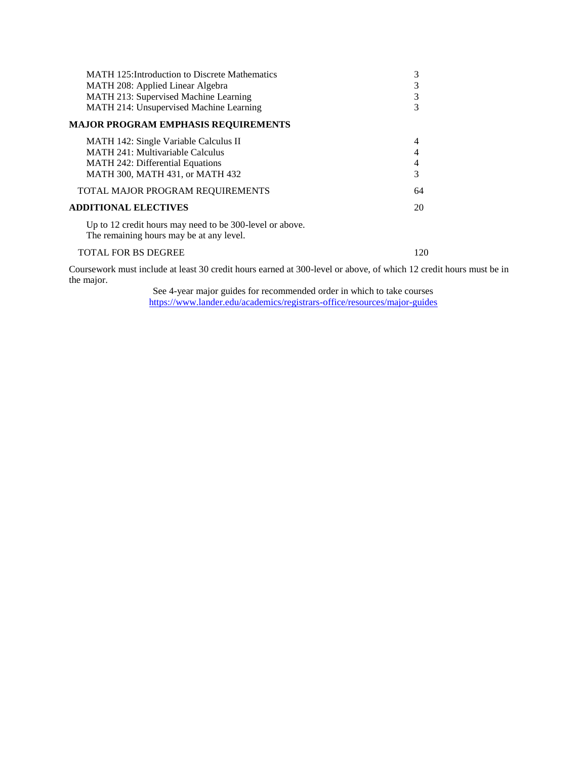| | |
|---|---|
| MATH 125:Introduction to Discrete Mathematics | 3 |
| MATH 208: Applied Linear Algebra | 3 |
| MATH 213: Supervised Machine Learning | 3 |
| MATH 214: Unsupervised Machine Learning | 3 |
| **MAJOR PROGRAM EMPHASIS REQUIREMENTS** | |
| MATH 142: Single Variable Calculus II | 4 |
| MATH 241: Multivariable Calculus | 4 |
| MATH 242: Differential Equations | 4 |
| MATH 300, MATH 431, or MATH 432 | 3 |
| TOTAL MAJOR PROGRAM REQUIREMENTS | 64 |
| **ADDITIONAL ELECTIVES** | 20 |
| Up to 12 credit hours may need to be 300-level or above. The remaining hours may be at any level. | |
| TOTAL FOR BS DEGREE | 120 |

Coursework must include at least 30 credit hours earned at 300-level or above, of which 12 credit hours must be in the major.

See 4-year major guides for recommended order in which to take courses
https://www.lander.edu/academics/registrars-office/resources/major-guides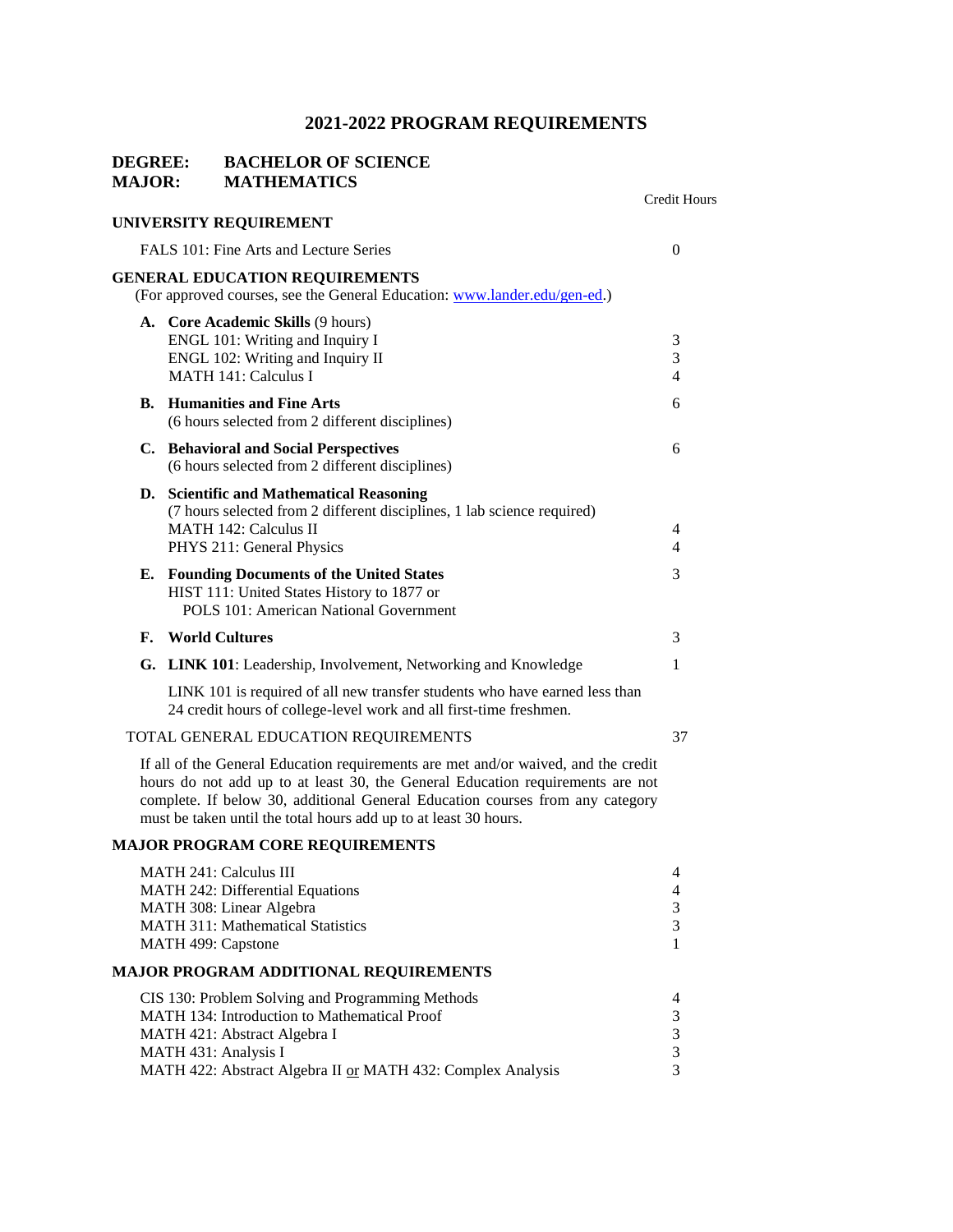# 2021-2022 PROGRAM REQUIREMENTS

**DEGREE: BACHELOR OF SCIENCE**
**MAJOR: MATHEMATICS**

| | Credit Hours |
|---|---|
| **UNIVERSITY REQUIREMENT** | |
| FALS 101: Fine Arts and Lecture Series | 0 |
| **GENERAL EDUCATION REQUIREMENTS** (For approved courses, see the General Education: [www.lander.edu/gen-ed](www.lander.edu/gen-ed).) | |
| **A. Core Academic Skills** (9 hours) | |
| ENGL 101: Writing and Inquiry I | 3 |
| ENGL 102: Writing and Inquiry II | 3 |
| MATH 141: Calculus I | 4 |
| **B. Humanities and Fine Arts** (6 hours selected from 2 different disciplines) | 6 |
| **C. Behavioral and Social Perspectives** (6 hours selected from 2 different disciplines) | 6 |
| **D. Scientific and Mathematical Reasoning** (7 hours selected from 2 different disciplines, 1 lab science required) | |
| MATH 142: Calculus II | 4 |
| PHYS 211: General Physics | 4 |
| **E. Founding Documents of the United States** HIST 111: United States History to 1877 or POLS 101: American National Government | 3 |
| **F. World Cultures** | 3 |
| **G. LINK 101**: Leadership, Involvement, Networking and Knowledge | 1 |
| LINK 101 is required of all new transfer students who have earned less than 24 credit hours of college-level work and all first-time freshmen. | |
| TOTAL GENERAL EDUCATION REQUIREMENTS | 37 |

If all of the General Education requirements are met and/or waived, and the credit hours do not add up to at least 30, the General Education requirements are not complete. If below 30, additional General Education courses from any category must be taken until the total hours add up to at least 30 hours.

| **MAJOR PROGRAM CORE REQUIREMENTS** | |
|---|---|
| MATH 241: Calculus III | 4 |
| MATH 242: Differential Equations | 4 |
| MATH 308: Linear Algebra | 3 |
| MATH 311: Mathematical Statistics | 3 |
| MATH 499: Capstone | 1 |

| **MAJOR PROGRAM ADDITIONAL REQUIREMENTS** | |
|---|---|
| CIS 130: Problem Solving and Programming Methods | 4 |
| MATH 134: Introduction to Mathematical Proof | 3 |
| MATH 421: Abstract Algebra I | 3 |
| MATH 431: Analysis I | 3 |
| MATH 422: Abstract Algebra II or MATH 432: Complex Analysis | 3 |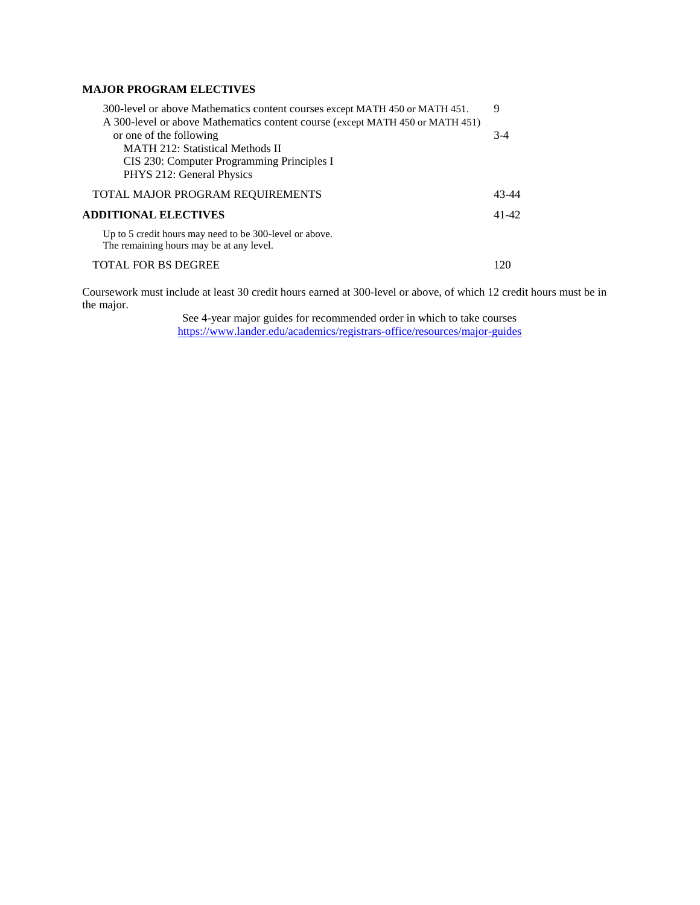**MAJOR PROGRAM ELECTIVES**

| | |
|---|---|
| 300-level or above Mathematics content courses except MATH 450 or MATH 451. | 9 |
| A 300-level or above Mathematics content course (except MATH 450 or MATH 451) or one of the following<br>MATH 212: Statistical Methods II<br>CIS 230: Computer Programming Principles I<br>PHYS 212: General Physics | 3-4 |
| TOTAL MAJOR PROGRAM REQUIREMENTS | 43-44 |
| **ADDITIONAL ELECTIVES** | 41-42 |
| Up to 5 credit hours may need to be 300-level or above.<br>The remaining hours may be at any level. | |
| TOTAL FOR BS DEGREE | 120 |

Coursework must include at least 30 credit hours earned at 300-level or above, of which 12 credit hours must be in the major.

See 4-year major guides for recommended order in which to take courses
https://www.lander.edu/academics/registrars-office/resources/major-guides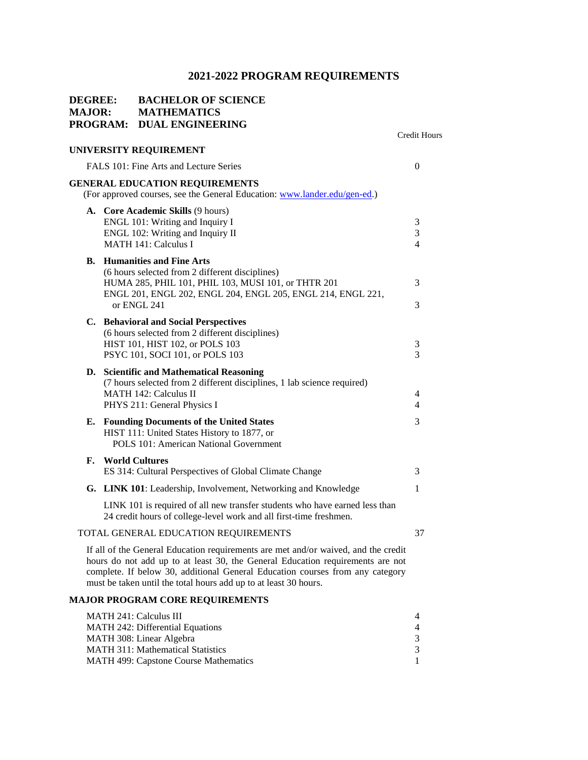# 2021-2022 PROGRAM REQUIREMENTS

**DEGREE: BACHELOR OF SCIENCE**
**MAJOR: MATHEMATICS**
**PROGRAM: DUAL ENGINEERING**

| | Credit Hours |
|---|---|
| **UNIVERSITY REQUIREMENT** | |
| FALS 101: Fine Arts and Lecture Series | 0 |
| **GENERAL EDUCATION REQUIREMENTS** (For approved courses, see the General Education: [www.lander.edu/gen-ed](www.lander.edu/gen-ed).) | |
| **A. Core Academic Skills** (9 hours) | |
| ENGL 101: Writing and Inquiry I | 3 |
| ENGL 102: Writing and Inquiry II | 3 |
| MATH 141: Calculus I | 4 |
| **B. Humanities and Fine Arts** (6 hours selected from 2 different disciplines) | |
| HUMA 285, PHIL 101, PHIL 103, MUSI 101, or THTR 201 | 3 |
| ENGL 201, ENGL 202, ENGL 204, ENGL 205, ENGL 214, ENGL 221, or ENGL 241 | 3 |
| **C. Behavioral and Social Perspectives** (6 hours selected from 2 different disciplines) | |
| HIST 101, HIST 102, or POLS 103 | 3 |
| PSYC 101, SOCI 101, or POLS 103 | 3 |
| **D. Scientific and Mathematical Reasoning** (7 hours selected from 2 different disciplines, 1 lab science required) | |
| MATH 142: Calculus II | 4 |
| PHYS 211: General Physics I | 4 |
| **E. Founding Documents of the United States** HIST 111: United States History to 1877, or POLS 101: American National Government | 3 |
| **F. World Cultures** | |
| ES 314: Cultural Perspectives of Global Climate Change | 3 |
| **G. LINK 101**: Leadership, Involvement, Networking and Knowledge | 1 |
| LINK 101 is required of all new transfer students who have earned less than 24 credit hours of college-level work and all first-time freshmen. | |
| TOTAL GENERAL EDUCATION REQUIREMENTS | 37 |

If all of the General Education requirements are met and/or waived, and the credit hours do not add up to at least 30, the General Education requirements are not complete. If below 30, additional General Education courses from any category must be taken until the total hours add up to at least 30 hours.

| **MAJOR PROGRAM CORE REQUIREMENTS** | |
|---|---|
| MATH 241: Calculus III | 4 |
| MATH 242: Differential Equations | 4 |
| MATH 308: Linear Algebra | 3 |
| MATH 311: Mathematical Statistics | 3 |
| MATH 499: Capstone Course Mathematics | 1 |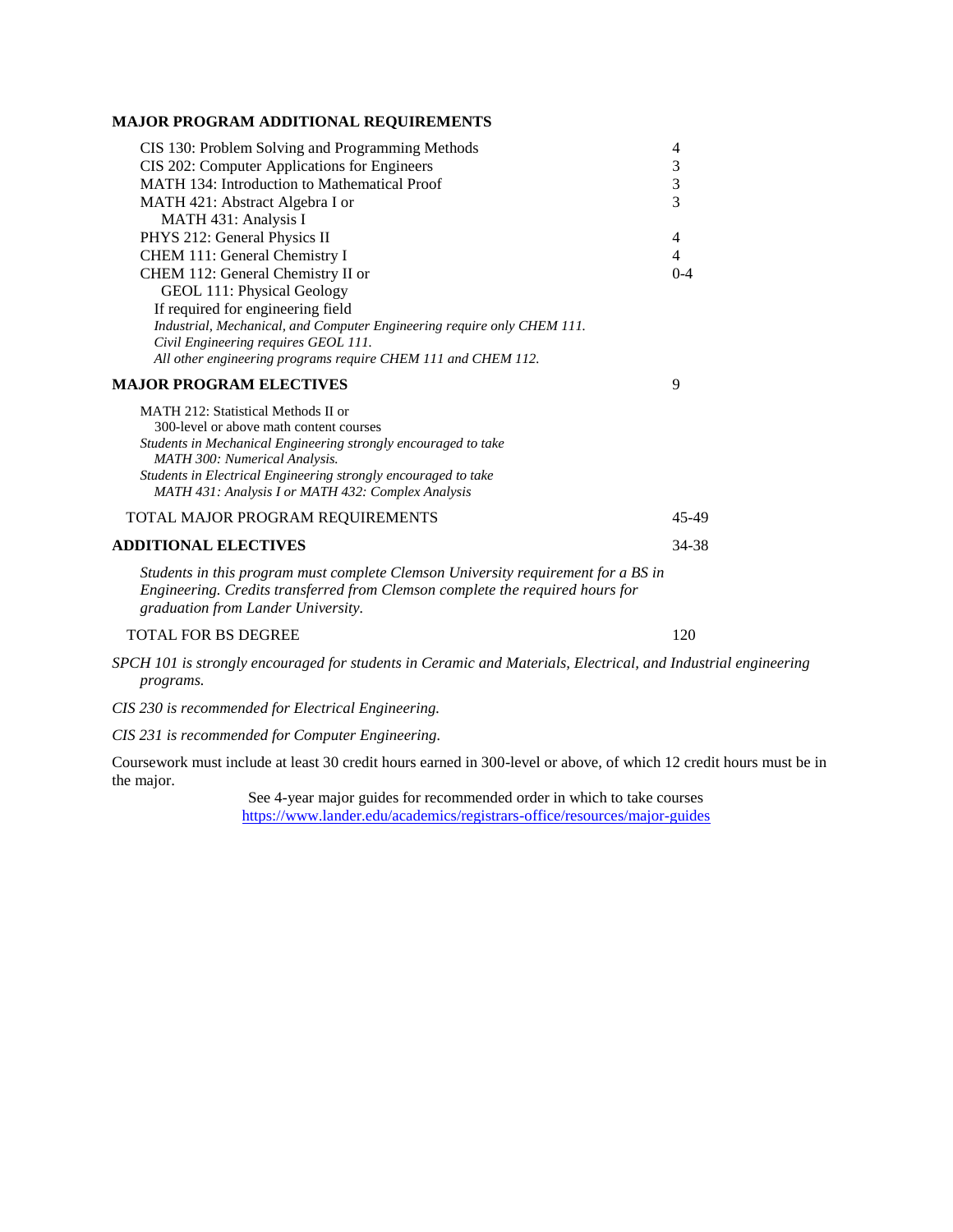**MAJOR PROGRAM ADDITIONAL REQUIREMENTS**

| | |
|---|---|
| CIS 130: Problem Solving and Programming Methods | 4 |
| CIS 202: Computer Applications for Engineers | 3 |
| MATH 134: Introduction to Mathematical Proof | 3 |
| MATH 421: Abstract Algebra I or MATH 431: Analysis I | 3 |
| PHYS 212: General Physics II | 4 |
| CHEM 111: General Chemistry I | 4 |
| CHEM 112: General Chemistry II or GEOL 111: Physical Geology If required for engineering field | 0-4 |

*Industrial, Mechanical, and Computer Engineering require only CHEM 111.*
*Civil Engineering requires GEOL 111.*
*All other engineering programs require CHEM 111 and CHEM 112.*

**MAJOR PROGRAM ELECTIVES** 9

MATH 212: Statistical Methods II or
300-level or above math content courses

*Students in Mechanical Engineering strongly encouraged to take MATH 300: Numerical Analysis.*
*Students in Electrical Engineering strongly encouraged to take MATH 431: Analysis I or MATH 432: Complex Analysis*

TOTAL MAJOR PROGRAM REQUIREMENTS 45-49

**ADDITIONAL ELECTIVES** 34-38

*Students in this program must complete Clemson University requirement for a BS in Engineering. Credits transferred from Clemson complete the required hours for graduation from Lander University.*

TOTAL FOR BS DEGREE 120

*SPCH 101 is strongly encouraged for students in Ceramic and Materials, Electrical, and Industrial engineering programs.*

*CIS 230 is recommended for Electrical Engineering.*

*CIS 231 is recommended for Computer Engineering.*

Coursework must include at least 30 credit hours earned in 300-level or above, of which 12 credit hours must be in the major.

See 4-year major guides for recommended order in which to take courses
https://www.lander.edu/academics/registrars-office/resources/major-guides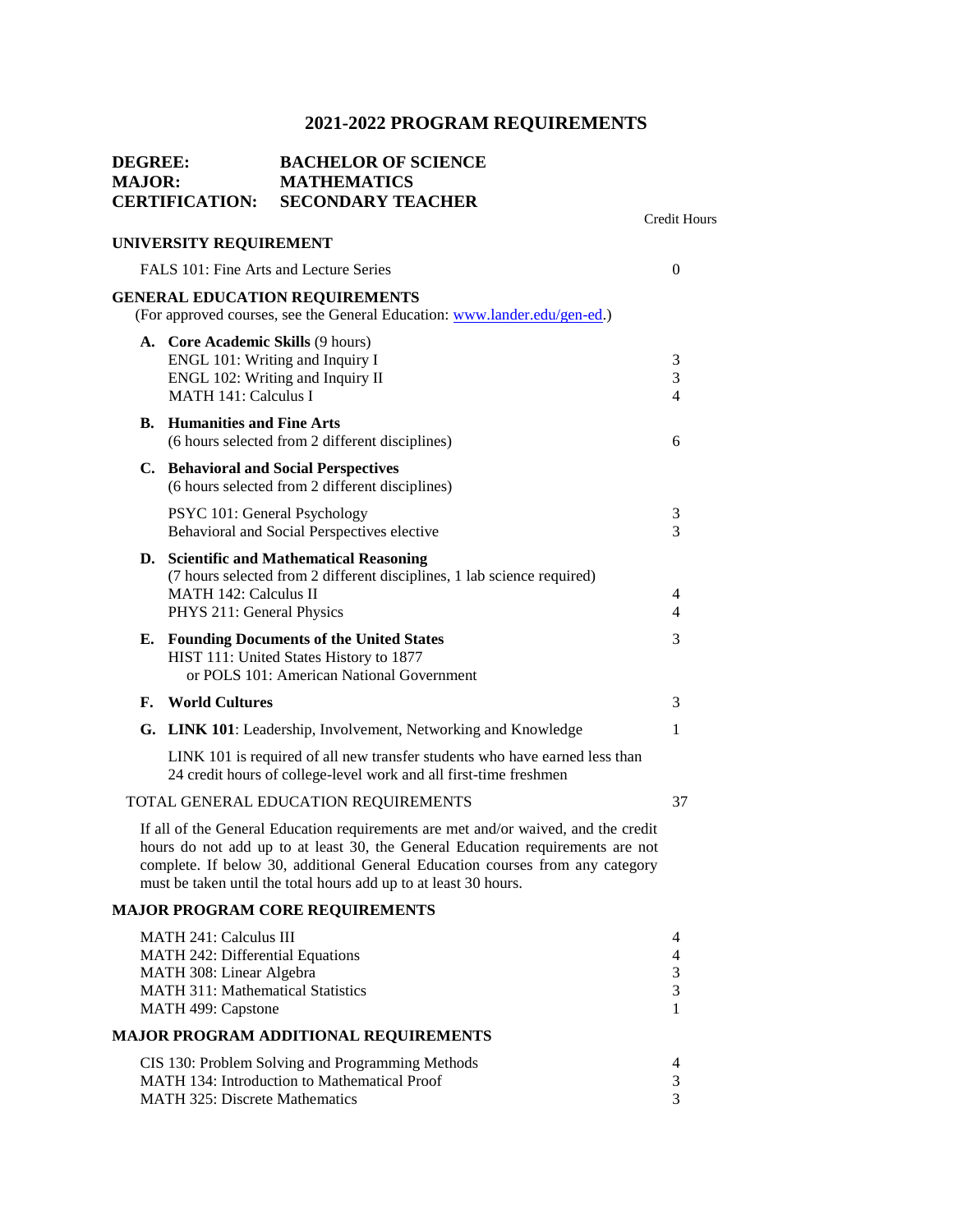# 2021-2022 PROGRAM REQUIREMENTS

**DEGREE:** BACHELOR OF SCIENCE
**MAJOR:** MATHEMATICS
**CERTIFICATION:** SECONDARY TEACHER

| | Credit Hours |
|---|---|
| **UNIVERSITY REQUIREMENT** | |
| FALS 101: Fine Arts and Lecture Series | 0 |
| **GENERAL EDUCATION REQUIREMENTS** (For approved courses, see the General Education: www.lander.edu/gen-ed.) | |
| **A. Core Academic Skills** (9 hours) | |
| ENGL 101: Writing and Inquiry I | 3 |
| ENGL 102: Writing and Inquiry II | 3 |
| MATH 141: Calculus I | 4 |
| **B. Humanities and Fine Arts** (6 hours selected from 2 different disciplines) | 6 |
| **C. Behavioral and Social Perspectives** (6 hours selected from 2 different disciplines) | |
| PSYC 101: General Psychology | 3 |
| Behavioral and Social Perspectives elective | 3 |
| **D. Scientific and Mathematical Reasoning** (7 hours selected from 2 different disciplines, 1 lab science required) | |
| MATH 142: Calculus II | 4 |
| PHYS 211: General Physics | 4 |
| **E. Founding Documents of the United States** HIST 111: United States History to 1877 or POLS 101: American National Government | 3 |
| **F. World Cultures** | 3 |
| **G. LINK 101**: Leadership, Involvement, Networking and Knowledge | 1 |
| LINK 101 is required of all new transfer students who have earned less than 24 credit hours of college-level work and all first-time freshmen | |
| TOTAL GENERAL EDUCATION REQUIREMENTS | 37 |

If all of the General Education requirements are met and/or waived, and the credit hours do not add up to at least 30, the General Education requirements are not complete. If below 30, additional General Education courses from any category must be taken until the total hours add up to at least 30 hours.

| | Credit Hours |
|---|---|
| **MAJOR PROGRAM CORE REQUIREMENTS** | |
| MATH 241: Calculus III | 4 |
| MATH 242: Differential Equations | 4 |
| MATH 308: Linear Algebra | 3 |
| MATH 311: Mathematical Statistics | 3 |
| MATH 499: Capstone | 1 |
| **MAJOR PROGRAM ADDITIONAL REQUIREMENTS** | |
| CIS 130: Problem Solving and Programming Methods | 4 |
| MATH 134: Introduction to Mathematical Proof | 3 |
| MATH 325: Discrete Mathematics | 3 |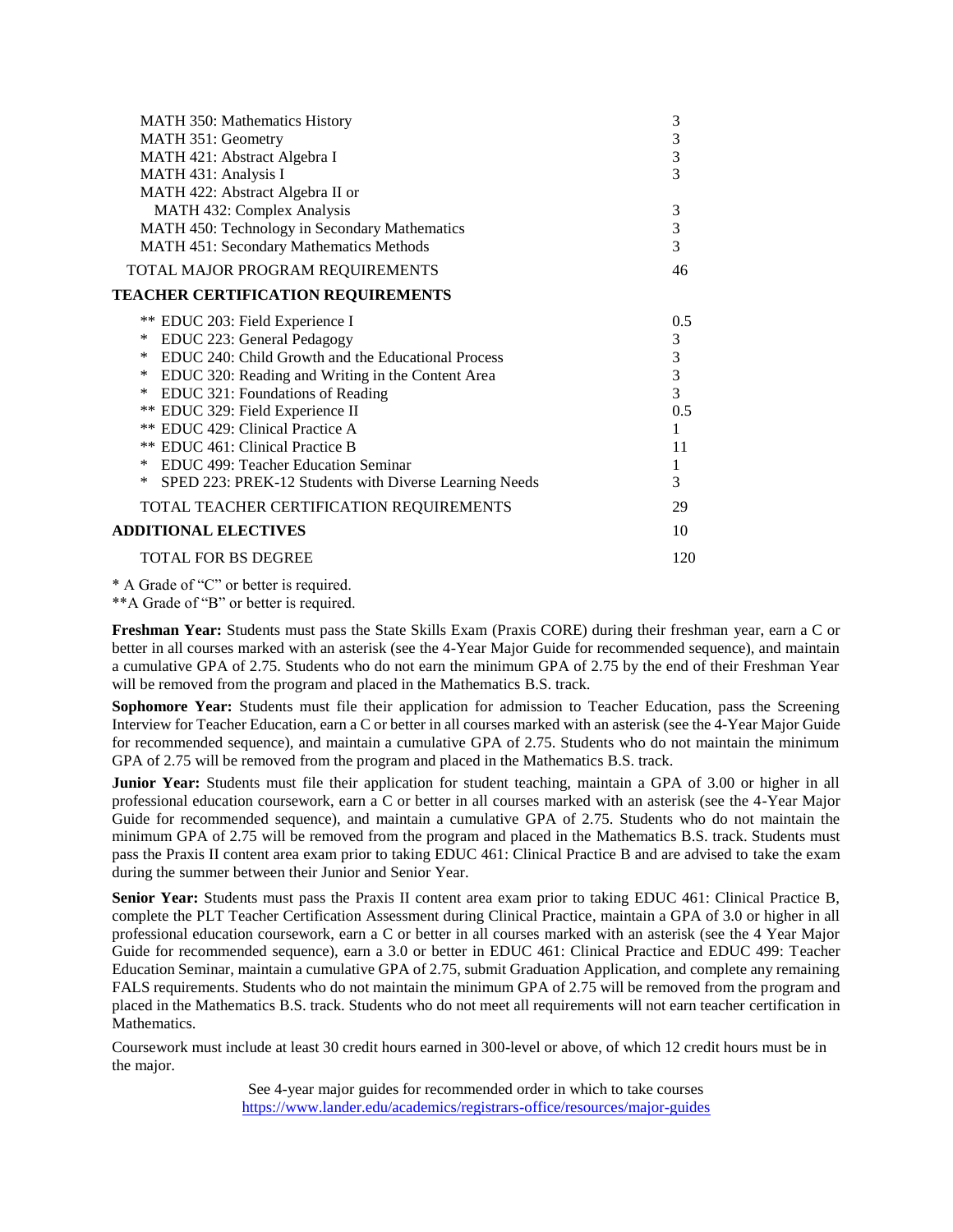| | |
|---|---|
| MATH 350: Mathematics History | 3 |
| MATH 351: Geometry | 3 |
| MATH 421: Abstract Algebra I | 3 |
| MATH 431: Analysis I | 3 |
| MATH 422: Abstract Algebra II or MATH 432: Complex Analysis | 3 |
| MATH 450: Technology in Secondary Mathematics | 3 |
| MATH 451: Secondary Mathematics Methods | 3 |
| TOTAL MAJOR PROGRAM REQUIREMENTS | 46 |

**TEACHER CERTIFICATION REQUIREMENTS**

| | |
|---|---|
| ** EDUC 203: Field Experience I | 0.5 |
| * EDUC 223: General Pedagogy | 3 |
| * EDUC 240: Child Growth and the Educational Process | 3 |
| * EDUC 320: Reading and Writing in the Content Area | 3 |
| * EDUC 321: Foundations of Reading | 3 |
| ** EDUC 329: Field Experience II | 0.5 |
| ** EDUC 429: Clinical Practice A | 1 |
| ** EDUC 461: Clinical Practice B | 11 |
| * EDUC 499: Teacher Education Seminar | 1 |
| * SPED 223: PREK-12 Students with Diverse Learning Needs | 3 |
| TOTAL TEACHER CERTIFICATION REQUIREMENTS | 29 |
| **ADDITIONAL ELECTIVES** | 10 |
| TOTAL FOR BS DEGREE | 120 |

* A Grade of "C" or better is required.
**A Grade of "B" or better is required.

**Freshman Year:** Students must pass the State Skills Exam (Praxis CORE) during their freshman year, earn a C or better in all courses marked with an asterisk (see the 4-Year Major Guide for recommended sequence), and maintain a cumulative GPA of 2.75. Students who do not earn the minimum GPA of 2.75 by the end of their Freshman Year will be removed from the program and placed in the Mathematics B.S. track.

**Sophomore Year:** Students must file their application for admission to Teacher Education, pass the Screening Interview for Teacher Education, earn a C or better in all courses marked with an asterisk (see the 4-Year Major Guide for recommended sequence), and maintain a cumulative GPA of 2.75. Students who do not maintain the minimum GPA of 2.75 will be removed from the program and placed in the Mathematics B.S. track.

**Junior Year:** Students must file their application for student teaching, maintain a GPA of 3.00 or higher in all professional education coursework, earn a C or better in all courses marked with an asterisk (see the 4-Year Major Guide for recommended sequence), and maintain a cumulative GPA of 2.75. Students who do not maintain the minimum GPA of 2.75 will be removed from the program and placed in the Mathematics B.S. track. Students must pass the Praxis II content area exam prior to taking EDUC 461: Clinical Practice B and are advised to take the exam during the summer between their Junior and Senior Year.

**Senior Year:** Students must pass the Praxis II content area exam prior to taking EDUC 461: Clinical Practice B, complete the PLT Teacher Certification Assessment during Clinical Practice, maintain a GPA of 3.0 or higher in all professional education coursework, earn a C or better in all courses marked with an asterisk (see the 4 Year Major Guide for recommended sequence), earn a 3.0 or better in EDUC 461: Clinical Practice and EDUC 499: Teacher Education Seminar, maintain a cumulative GPA of 2.75, submit Graduation Application, and complete any remaining FALS requirements. Students who do not maintain the minimum GPA of 2.75 will be removed from the program and placed in the Mathematics B.S. track. Students who do not meet all requirements will not earn teacher certification in Mathematics.

Coursework must include at least 30 credit hours earned in 300-level or above, of which 12 credit hours must be in the major.

See 4-year major guides for recommended order in which to take courses
https://www.lander.edu/academics/registrars-office/resources/major-guides